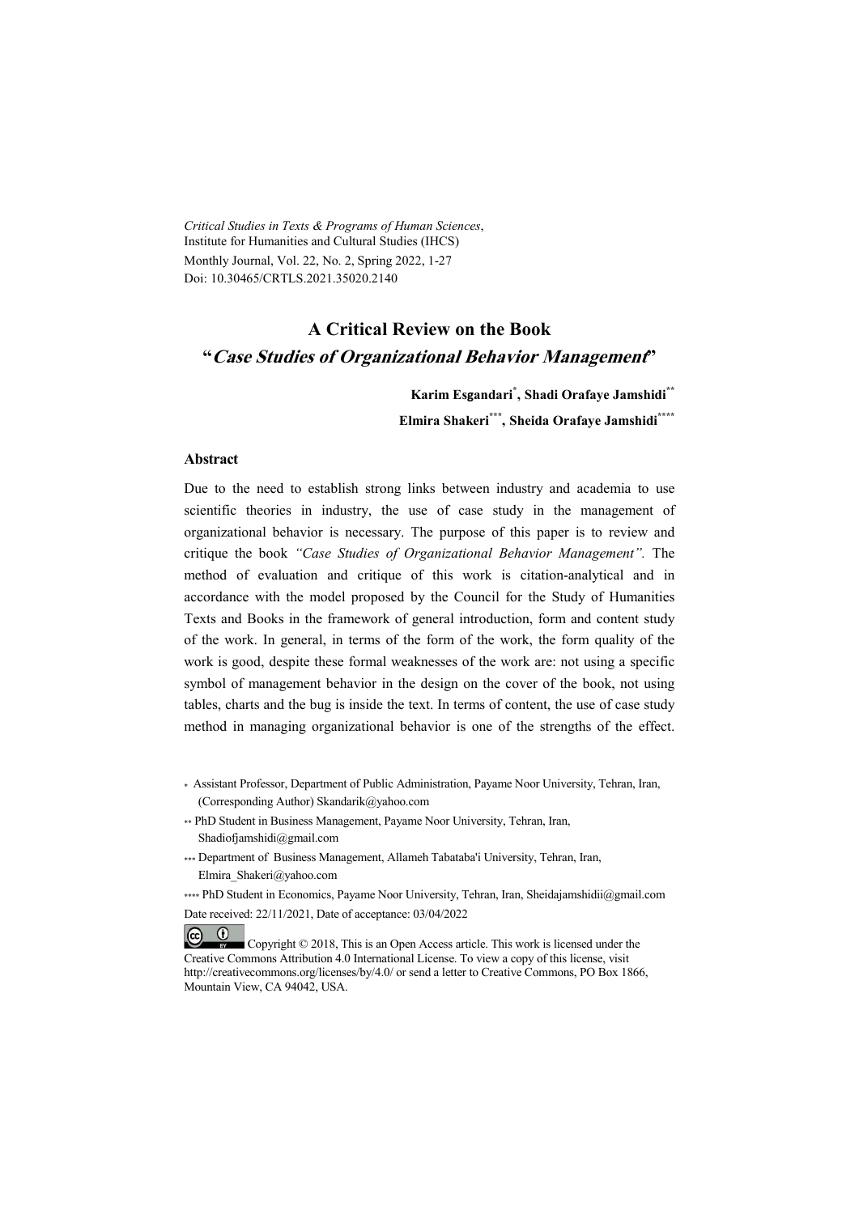*Critical Studies in Texts & Programs of Human Sciences*,
Institute for Humanities and Cultural Studies (IHCS)
Monthly Journal, Vol. 22, No. 2, Spring 2022, 1-27
Doi: 10.30465/CRTLS.2021.35020.2140

# A Critical Review on the Book "*Case Studies of Organizational Behavior Management*"

**Karim Esgandari[*], Shadi Orafaye Jamshidi[**]**
**Elmira Shakeri[***], Sheida Orafaye Jamshidi[****]**

## Abstract

Due to the need to establish strong links between industry and academia to use scientific theories in industry, the use of case study in the management of organizational behavior is necessary. The purpose of this paper is to review and critique the book *"Case Studies of Organizational Behavior Management".* The method of evaluation and critique of this work is citation-analytical and in accordance with the model proposed by the Council for the Study of Humanities Texts and Books in the framework of general introduction, form and content study of the work. In general, in terms of the form of the work, the form quality of the work is good, despite these formal weaknesses of the work are: not using a specific symbol of management behavior in the design on the cover of the book, not using tables, charts and the bug is inside the text. In terms of content, the use of case study method in managing organizational behavior is one of the strengths of the effect.

[*] Assistant Professor, Department of Public Administration, Payame Noor University, Tehran, Iran, (Corresponding Author) Skandarik@yahoo.com

[**] PhD Student in Business Management, Payame Noor University, Tehran, Iran, Shadiofjamshidi@gmail.com

[***] Department of Business Management, Allameh Tabataba'i University, Tehran, Iran, Elmira_Shakeri@yahoo.com

[****] PhD Student in Economics, Payame Noor University, Tehran, Iran, Sheidajamshidii@gmail.com

Date received: 22/11/2021, Date of acceptance: 03/04/2022

Copyright © 2018, This is an Open Access article. This work is licensed under the Creative Commons Attribution 4.0 International License. To view a copy of this license, visit http://creativecommons.org/licenses/by/4.0/ or send a letter to Creative Commons, PO Box 1866, Mountain View, CA 94042, USA.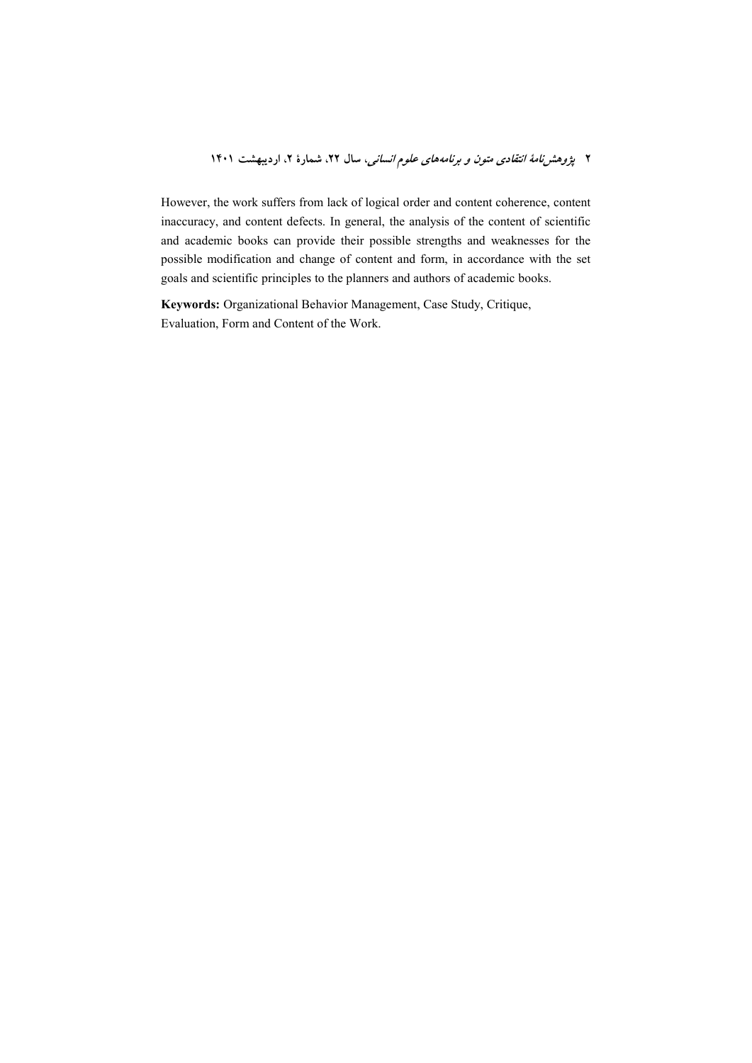However, the work suffers from lack of logical order and content coherence, content inaccuracy, and content defects. In general, the analysis of the content of scientific and academic books can provide their possible strengths and weaknesses for the possible modification and change of content and form, in accordance with the set goals and scientific principles to the planners and authors of academic books.

**Keywords:** Organizational Behavior Management, Case Study, Critique, Evaluation, Form and Content of the Work.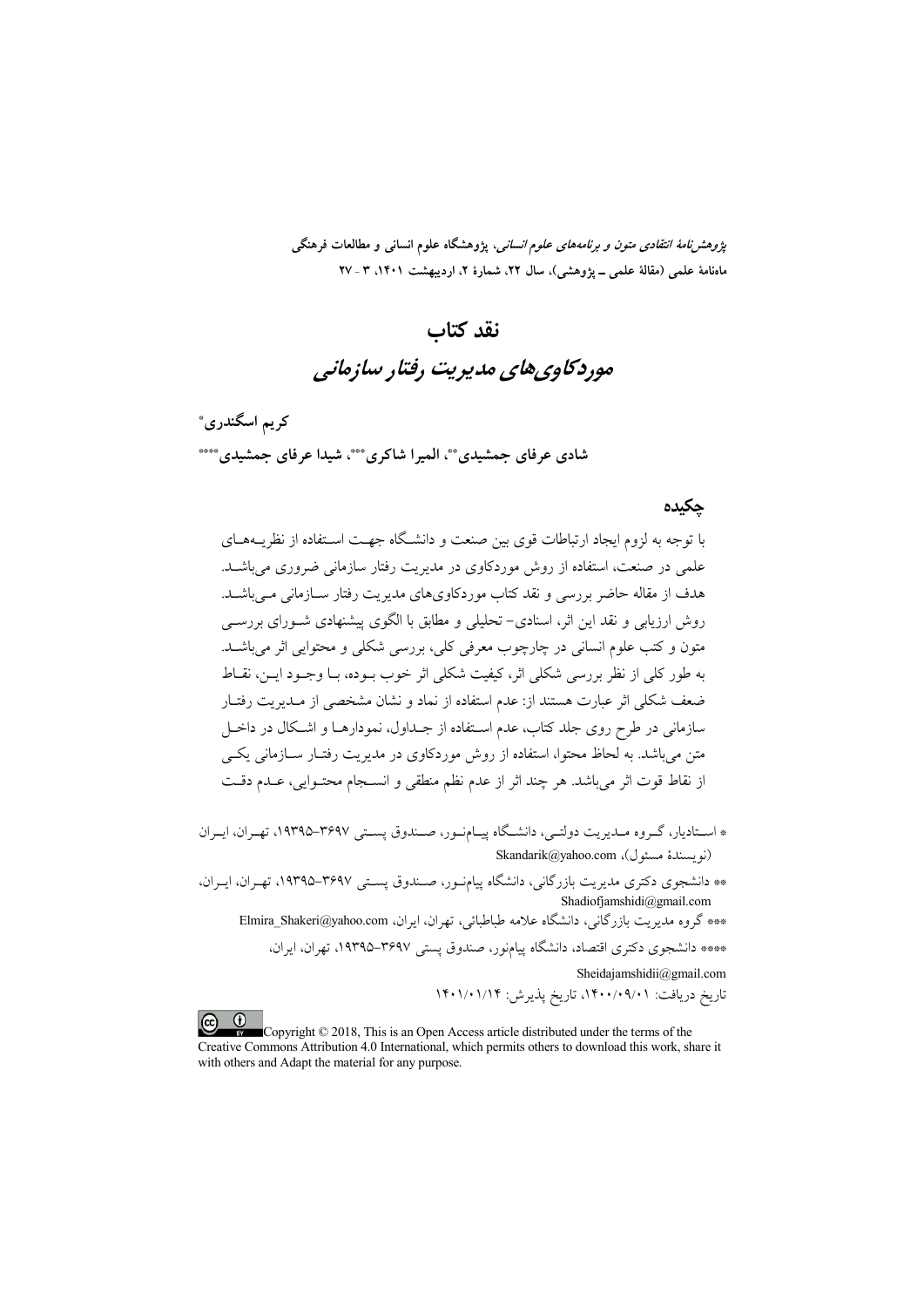*پژوهش‌نامهٔ انتقادی متون و برنامه‌های علوم انسانی*، پژوهشگاه علوم انسانی و مطالعات فرهنگی
ماهنامهٔ علمی (مقالهٔ علمی ـ پژوهشی)، سال ۲۲، شمارهٔ ۲، اردیبهشت ۱۴۰۱، ۳ - ۲۷

# نقد کتاب
# *موردکاوی‌های مدیریت رفتار سازمانی*

**کریم اسگندری***

**شادی عرفای جمشیدی**، المیرا شاکری***، شیدا عرفای جمشیدی******

## چکیده

با توجه به لزوم ایجاد ارتباطات قوی بین صنعت و دانشگاه جهت استفاده از نظریه‌های علمی در صنعت، استفاده از روش موردکاوی در مدیریت رفتار سازمانی ضروری می‌باشد. هدف از مقاله حاضر بررسی و نقد کتاب موردکاوی‌های مدیریت رفتار سازمانی می‌باشد. روش ارزیابی و نقد این اثر، اسنادی- تحلیلی و مطابق با الگوی پیشنهادی شورای بررسی متون و کتب علوم انسانی در چارچوب معرفی کلی، بررسی شکلی و محتوایی اثر می‌باشد. به طور کلی از نظر بررسی شکلی اثر، کیفیت شکلی اثر خوب بوده، با وجود این، نقاط ضعف شکلی اثر عبارت هستند از: عدم استفاده از نماد و نشان مشخصی از مدیریت رفتار سازمانی در طرح روی جلد کتاب، عدم استفاده از جداول، نمودارها و اشکال در داخل متن می‌باشد. به لحاظ محتوا، استفاده از روش موردکاوی در مدیریت رفتار سازمانی یکی از نقاط قوت اثر می‌باشد. هر چند اثر از عدم نظم منطقی و انسجام محتوایی، عدم دقت

\* استادیار، گروه مدیریت دولتی، دانشگاه پیام‌نور، صندوق پستی ۳۶۹۷-۱۹۳۹۵، تهران، ایران (نویسندهٔ مسئول)، Skandarik@yahoo.com

\*\* دانشجوی دکتری مدیریت بازرگانی، دانشگاه پیام‌نور، صندوق پستی ۳۶۹۷-۱۹۳۹۵، تهران، ایران، Shadiofjamshidi@gmail.com

\*\*\* گروه مدیریت بازرگانی، دانشگاه علامه طباطبائی، تهران، ایران، Elmira_Shakeri@yahoo.com

\*\*\*\* دانشجوی دکتری اقتصاد، دانشگاه پیام‌نور، صندوق پستی ۳۶۹۷-۱۹۳۹۵، تهران، ایران، Sheidajamshidii@gmail.com

تاریخ دریافت: ۱۴۰۰/۰۹/۰۱، تاریخ پذیرش: ۱۴۰۱/۰۱/۱۴

Copyright © 2018, This is an Open Access article distributed under the terms of the Creative Commons Attribution 4.0 International, which permits others to download this work, share it with others and Adapt the material for any purpose.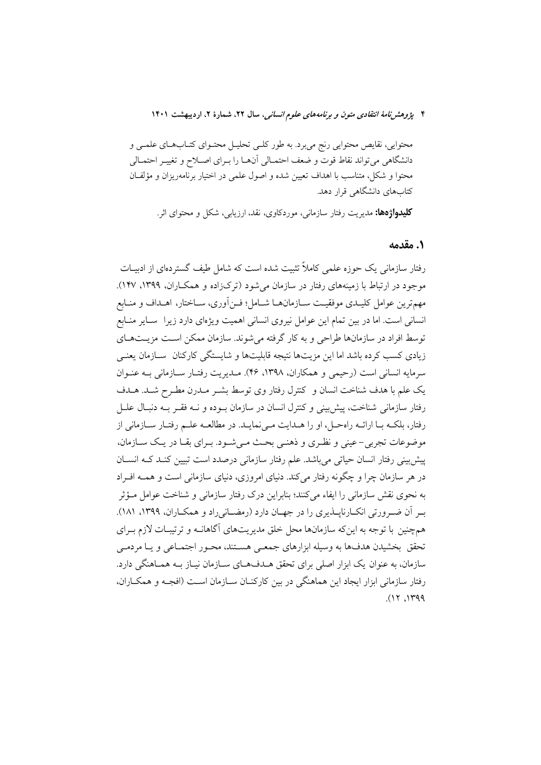محتوایی، نقایص محتوایی رنج می‌برد. به طور کلی تحلیل محتوای کتاب‌های علمی و دانشگاهی می‌تواند نقاط قوت و ضعف احتمالی آن‌ها را برای اصلاح و تغییر احتمالی محتوا و شکل، متناسب با اهداف تعیین شده و اصول علمی در اختیار برنامه‌ریزان و مؤلفان کتاب‌های دانشگاهی قرار دهد.

**کلیدواژه‌ها:** مدیریت رفتار سازمانی، موردکاوی، نقد، ارزیابی، شکل و محتوای اثر.

## ۱. مقدمه

رفتار سازمانی یک حوزه علمی کاملاً تثبیت شده است که شامل طیف گسترده‌ای از ادبیات موجود در ارتباط با زمینه‌های رفتار در سازمان می‌شود (ترک‌زاده و همکاران، ۱۳۹۹، ۱۴۷). مهم‌ترین عوامل کلیدی موفقیت سازمان‌ها شامل؛ فن‌آوری، ساختار، اهداف و منابع انسانی است. اما در بین تمام این عوامل نیروی انسانی اهمیت ویژه‌ای دارد زیرا سایر منابع توسط افراد در سازمان‌ها طراحی و به کار گرفته می‌شوند. سازمان ممکن است مزیت‌های زیادی کسب کرده باشد اما این مزیت‌ها نتیجه قابلیت‌ها و شایستگی کارکنان سازمان یعنی سرمایه انسانی است (رحیمی و همکاران، ۱۳۹۸، ۴۶). مدیریت رفتار سازمانی به عنوان یک علم با هدف شناخت انسان و کنترل رفتار وی توسط بشر مدرن مطرح شد. هدف رفتار سازمانی شناخت، پیش‌بینی و کنترل انسان در سازمان بوده و نه فقر به دنبال علل رفتار، بلکه با ارائه راه‌حل، او را هدایت می‌نماید. در مطالعه علم رفتار سازمانی از موضوعات تجربی- عینی و نظری و ذهنی بحث می‌شود. برای بقا در یک سازمان، پیش‌بینی رفتار انسان حیاتی می‌باشد. علم رفتار سازمانی درصدد است تبیین کند که انسان در هر سازمان چرا و چگونه رفتار می‌کند. دنیای امروزی، دنیای سازمانی است و همه افراد به نحوی نقش سازمانی را ایفاء می‌کنند؛ بنابراین درک رفتار سازمانی و شناخت عوامل مؤثر بر آن ضرورتی انکارناپذیری را در جهان دارد (رمضانی‌راد و همکاران، ۱۳۹۹، ۱۸۱). همچنین با توجه به این‌که سازمان‌ها محل خلق مدیریت‌های آگاهانه و ترتیبات لازم برای تحقق بخشیدن هدف‌ها به وسیله ابزارهای جمعی هستند، محور اجتماعی و یا مردمی سازمان، به عنوان یک ابزار اصلی برای تحقق هدف‌های سازمان نیاز به هماهنگی دارد. رفتار سازمانی ابزار ایجاد این هماهنگی در بین کارکنان سازمان است (افجه و همکاران، ۱۳۹۹، ۱۲).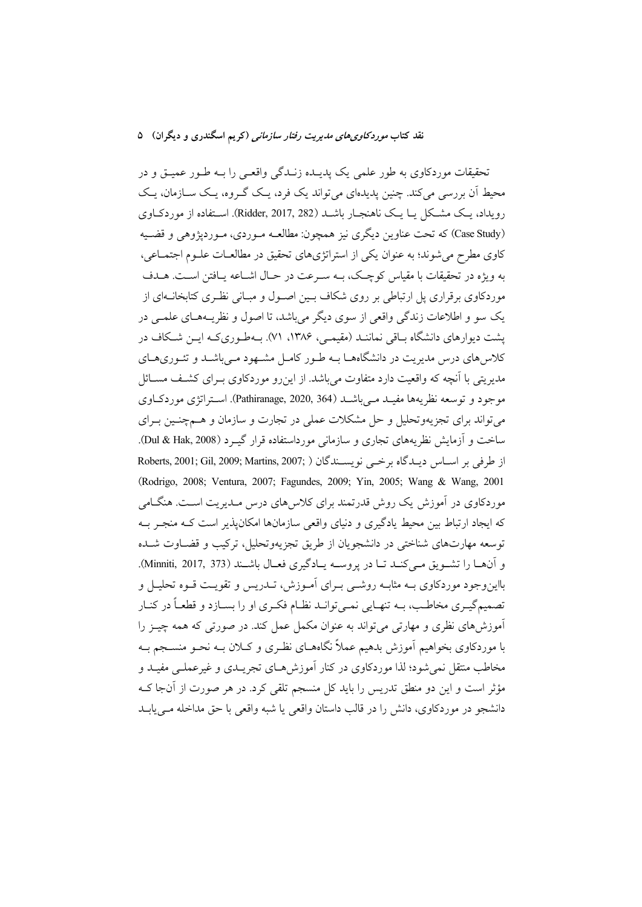تحقیقات موردکاوی به طور علمی یک پدیده زندگی واقعی را به طور عمیق و در محیط آن بررسی می‌کند. چنین پدیده‌ای می‌تواند یک فرد، یک گروه، یک سازمان، یک رویداد، یک مشکل یا یک ناهنجار باشد (Ridder, 2017, 282). استفاده از موردکاوی (Case Study) که تحت عناوین دیگری نیز همچون: مطالعه موردی، موردپژوهی و قضیه کاوی مطرح می‌شوند؛ به عنوان یکی از استراتژی‌های تحقیق در مطالعات علوم اجتماعی، به ویژه در تحقیقات با مقیاس کوچک، به سرعت در حال اشاعه یافتن است. هدف موردکاوی برقراری پل ارتباطی بر روی شکاف بین اصول و مبانی نظری کتابخانه‌ای از یک سو و اطلاعات زندگی واقعی از سوی دیگر می‌باشد، تا اصول و نظریه‌های علمی در پشت دیوارهای دانشگاه باقی نمانند (مقیمی، ۱۳۸۶، ۷۱). به‌طوری‌که این شکاف در کلاس‌های درس مدیریت در دانشگاه‌ها به طور کامل مشهود می‌باشد و تئوری‌های مدیریتی با آنچه که واقعیت دارد متفاوت می‌باشد. از این‌رو موردکاوی برای کشف مسائل موجود و توسعه نظریه‌ها مفید می‌باشد (Pathiranage, 2020, 364). استراتژی موردکاوی می‌تواند برای تجزیه‌وتحلیل و حل مشکلات عملی در تجارت و سازمان و همچنین برای ساخت و آزمایش نظریه‌های تجاری و سازمانی مورداستفاده قرار گیرد (Dul & Hak, 2008). از طرفی بر اساس دیدگاه برخی نویسندگان (Roberts, 2001; Gil, 2009; Martins, 2007; Rodrigo, 2008; Ventura, 2007; Fagundes, 2009; Yin, 2005; Wang & Wang, 2001) موردکاوی در آموزش یک روش قدرتمند برای کلاس‌های درس مدیریت است. هنگامی که ایجاد ارتباط بین محیط یادگیری و دنیای واقعی سازمان‌ها امکان‌پذیر است که منجر به توسعه مهارت‌های شناختی در دانشجویان از طریق تجزیه‌وتحلیل، ترکیب و قضاوت شده و آن‌ها را تشویق می‌کند تا در پروسه یادگیری فعال باشند (Minniti, 2017, 373). بااین‌وجود موردکاوی به مثابه روشی برای آموزش، تدریس و تقویت قوه تحلیل و تصمیم‌گیری مخاطب، به تنهایی نمی‌تواند نظام فکری او را بسازد و قطعاً در کنار آموزش‌های نظری و مهارتی می‌تواند به عنوان مکمل عمل کند. در صورتی که همه چیز را با موردکاوی بخواهیم آموزش بدهیم عملاً نگاه‌های نظری و کلان به نحو منسجم به مخاطب منتقل نمی‌شود؛ لذا موردکاوی در کنار آموزش‌های تجریدی و غیرعملی مفید و مؤثر است و این دو منطق تدریس را باید کل منسجم تلقی کرد. در هر صورت از آنجا که دانشجو در موردکاوی، دانش را در قالب داستان واقعی یا شبه واقعی با حق مداخله می‌یابد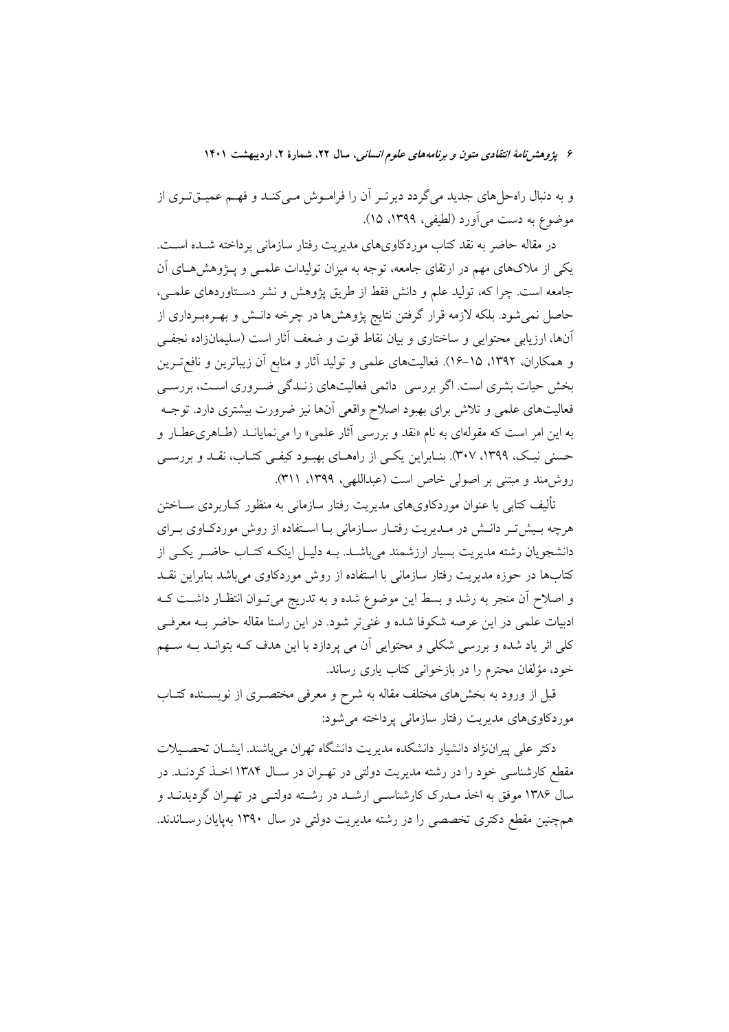و به دنبال راه‌حل‌های جدید می‌گردد دیرتر آن را فراموش می‌کند و فهم عمیق‌تری از موضوع به دست می‌آورد (لطیفی، ۱۳۹۹، ۱۵).

در مقاله حاضر به نقد کتاب موردکاوی‌های مدیریت رفتار سازمانی پرداخته شده است. یکی از ملاک‌های مهم در ارتقای جامعه، توجه به میزان تولیدات علمی و پژوهش‌های آن جامعه است. چرا که، تولید علم و دانش فقط از طریق پژوهش و نشر دستاوردهای علمی، حاصل نمی‌شود. بلکه لازمه قرار گرفتن نتایج پژوهش‌ها در چرخه دانش و بهره‌برداری از آن‌ها، ارزیابی محتوایی و ساختاری و بیان نقاط قوت و ضعف آثار است (سلیمان‌زاده نجفی و همکاران، ۱۳۹۲، ۱۵-۱۶). فعالیت‌های علمی و تولید آثار و منابع آن زیباترین و نافع‌ترین بخش حیات بشری است. اگر بررسی دائمی فعالیت‌های زندگی ضروری است، بررسی فعالیت‌های علمی و تلاش برای بهبود اصلاح واقعی آن‌ها نیز ضرورت بیشتری دارد. توجه به این امر است که مقوله‌ای به نام «نقد و بررسی آثار علمی» را می‌نمایاند (طاهری‌عطار و حسنی نیک، ۱۳۹۹، ۳۰۷). بنابراین یکی از راه‌های بهبود کیفی کتاب، نقد و بررسی روش‌مند و مبتنی بر اصولی خاص است (عبداللهی، ۱۳۹۹، ۳۱۱).

تألیف کتابی با عنوان موردکاوی‌های مدیریت رفتار سازمانی به منظور کاربردی ساختن هرچه بیش‌تر دانش در مدیریت رفتار سازمانی با استفاده از روش موردکاوی برای دانشجویان رشته مدیریت بسیار ارزشمند می‌باشد. به دلیل اینکه کتاب حاضر یکی از کتاب‌ها در حوزه مدیریت رفتار سازمانی با استفاده از روش موردکاوی می‌باشد بنابراین نقد و اصلاح آن منجر به رشد و بسط این موضوع شده و به تدریج می‌توان انتظار داشت که ادبیات علمی در این عرصه شکوفا شده و غنی‌تر شود. در این راستا مقاله حاضر به معرفی کلی اثر یاد شده و بررسی شکلی و محتوایی آن می پردازد با این هدف که بتواند به سهم خود، مؤلفان محترم را در بازخوانی کتاب یاری رساند.

قبل از ورود به بخش‌های مختلف مقاله به شرح و معرفی مختصری از نویسنده کتاب موردکاوی‌های مدیریت رفتار سازمانی پرداخته می‌شود:

دکتر علی پیران‌نژاد دانشیار دانشکده مدیریت دانشگاه تهران می‌باشند. ایشان تحصیلات مقطع کارشناسی خود را در رشته مدیریت دولتی در تهران در سال ۱۳۸۴ اخذ کردند. در سال ۱۳۸۶ موفق به اخذ مدرک کارشناسی ارشد در رشته دولتی در تهران گردیدند و همچنین مقطع دکتری تخصصی را در رشته مدیریت دولتی در سال ۱۳۹۰ به‌پایان رساندند.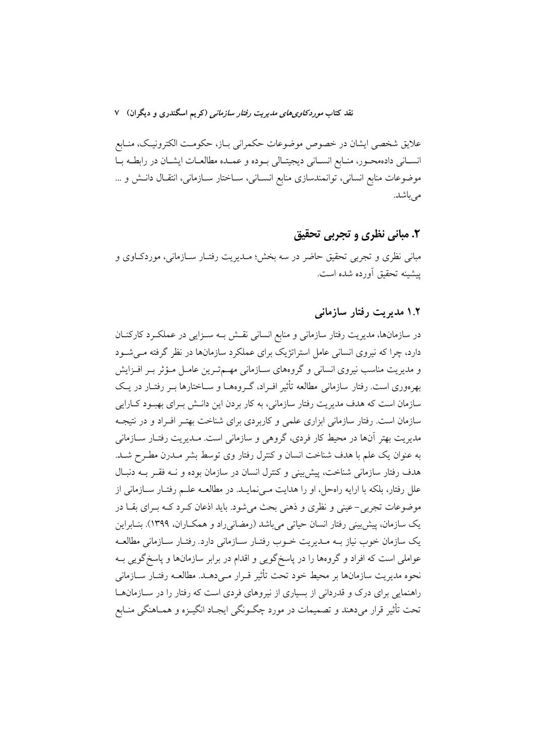علایق شخصی ایشان در خصوص موضوعات حکمرانی باز، حکومت الکترونیک، منابع انسانی داده‌محور، منابع انسانی دیجیتالی بوده و عمده مطالعات ایشان در رابطه با موضوعات منابع انسانی، توانمندسازی منابع انسانی، ساختار سازمانی، انتقال دانش و ... می‌باشد.

## ۲. مبانی نظری و تجربی تحقیق

مبانی نظری و تجربی تحقیق حاضر در سه بخش؛ مدیریت رفتار سازمانی، موردکاوی و پیشینه تحقیق آورده شده است.

### ۱.۲ مدیریت رفتار سازمانی

در سازمان‌ها، مدیریت رفتار سازمانی و منابع انسانی نقش به سزایی در عملکرد کارکنان دارد، چرا که نیروی انسانی عامل استراتژیک برای عملکرد سازمان‌ها در نظر گرفته می‌شود و مدیریت مناسب نیروی انسانی و گروه‌های سازمانی مهم‌ترین عامل مؤثر بر افزایش بهره‌وری است. رفتار سازمانی مطالعه تأثیر افراد، گروه‌ها و ساختارها بر رفتار در یک سازمان است که هدف مدیریت رفتار سازمانی، به کار بردن این دانش برای بهبود کارایی سازمان است. رفتار سازمانی ابزاری علمی و کاربردی برای شناخت بهتر افراد و در نتیجه مدیریت بهتر آن‌ها در محیط کار فردی، گروهی و سازمانی است. مدیریت رفتار سازمانی به عنوان یک علم با هدف شناخت انسان و کنترل رفتار وی توسط بشر مدرن مطرح شد. هدف رفتار سازمانی شناخت، پیش‌بینی و کنترل انسان در سازمان بوده و نه فقر به دنبال علل رفتار، بلکه با ارایه راه‌حل، او را هدایت می‌نماید. در مطالعه علم رفتار سازمانی از موضوعات تجربی– عینی و نظری و ذهنی بحث می‌شود. باید اذعان کرد که برای بقا در یک سازمان، پیش‌بینی رفتار انسان حیاتی می‌باشد (رمضانی‌راد و همکاران، ۱۳۹۹). بنابراین یک سازمان خوب نیاز به مدیریت خوب رفتار سازمانی دارد. رفتار سازمانی مطالعه عواملی است که افراد و گروه‌ها را در پاسخ‌گویی و اقدام در برابر سازمان‌ها و پاسخ‌گویی به نحوه مدیریت سازمان‌ها بر محیط خود تحت تأثیر قرار می‌دهد. مطالعه رفتار سازمانی راهنمایی برای درک و قدردانی از بسیاری از نیروهای فردی است که رفتار را در سازمان‌ها تحت تأثیر قرار می‌دهند و تصمیمات در مورد چگونگی ایجاد انگیزه و هماهنگی منابع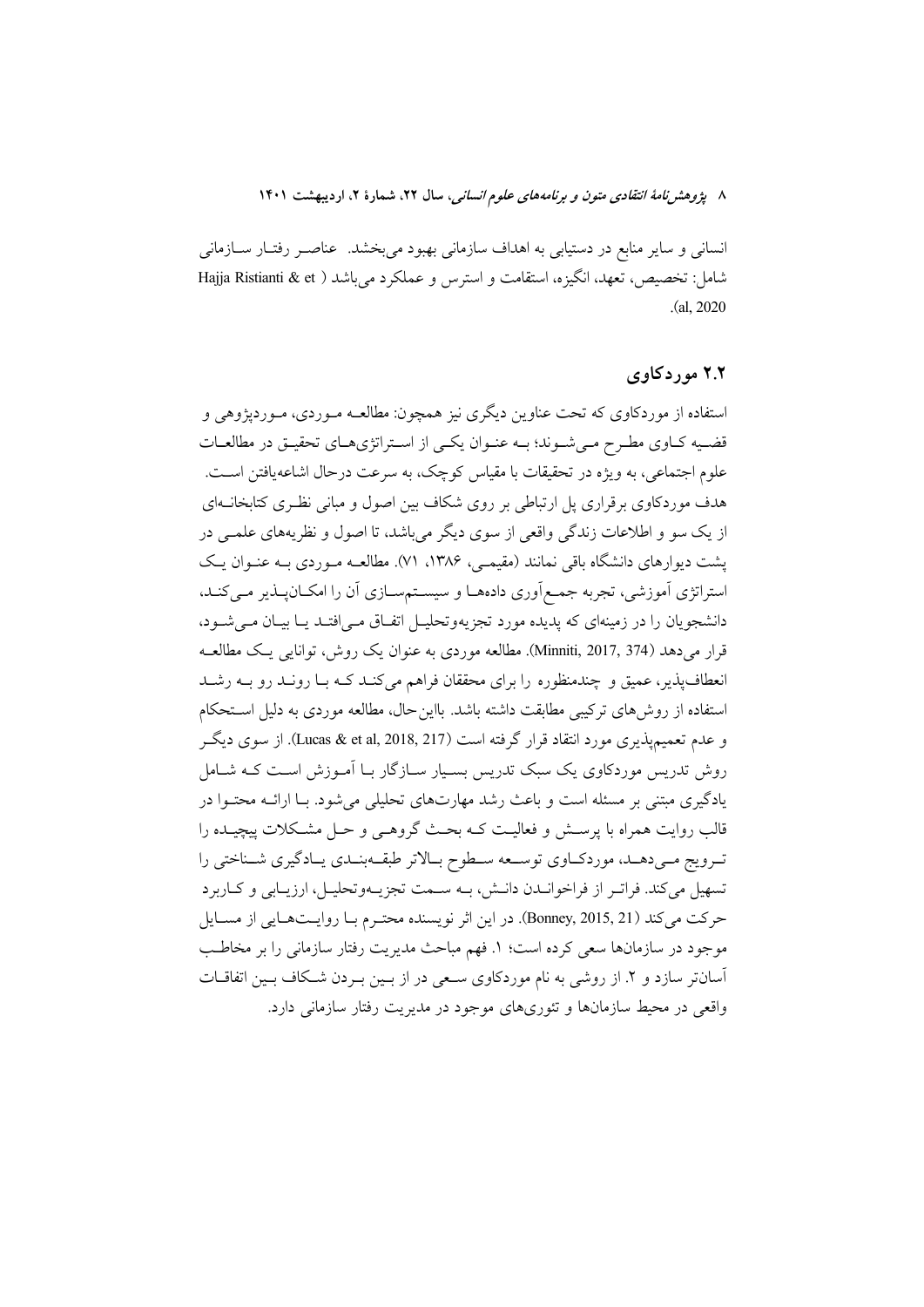انسانی و سایر منابع در دستیابی به اهداف سازمانی بهبود می‌بخشد. عناصر رفتار سازمانی شامل: تخصیص، تعهد، انگیزه، استقامت و استرس و عملکرد می‌باشد (Hajja Ristianti & et al, 2020).

## ۲.۲ موردکاوی

استفاده از موردکاوی که تحت عناوین دیگری نیز همچون: مطالعه موردی، موردپژوهی و قضیه کاوی مطرح می‌شوند؛ به عنوان یکی از استراتژی‌های تحقیق در مطالعات علوم اجتماعی، به ویژه در تحقیقات با مقیاس کوچک، به سرعت درحال اشاعه‌یافتن است. هدف موردکاوی برقراری پل ارتباطی بر روی شکاف بین اصول و مبانی نظری کتابخانه‌ای از یک سو و اطلاعات زندگی واقعی از سوی دیگر می‌باشد، تا اصول و نظریه‌های علمی در پشت دیوارهای دانشگاه باقی نمانند (مقیمی، ۱۳۸۶، ۷۱). مطالعه موردی به عنوان یک استراتژی آموزشی، تجربه جمع‌آوری داده‌ها و سیستم‌سازی آن را امکان‌پذیر می‌کند، دانشجویان را در زمینه‌ای که پدیده مورد تجزیه‌وتحلیل اتفاق می‌افتد یا بیان می‌شود، قرار می‌دهد (Minniti, 2017, 374). مطالعه موردی به عنوان یک روش، توانایی یک مطالعه انعطاف‌پذیر، عمیق و چندمنظوره را برای محققان فراهم می‌کند که با روند رو به رشد استفاده از روش‌های ترکیبی مطابقت داشته باشد. بااین‌حال، مطالعه موردی به دلیل استحکام و عدم تعمیم‌پذیری مورد انتقاد قرار گرفته است (Lucas & et al, 2018, 217). از سوی دیگر روش تدریس موردکاوی یک سبک تدریس بسیار سازگار با آموزش است که شامل یادگیری مبتنی بر مسئله است و باعث رشد مهارت‌های تحلیلی می‌شود. با ارائه محتوا در قالب روایت همراه با پرسش و فعالیت که بحث گروهی و حل مشکلات پیچیده را ترویج می‌دهد، موردکاوی توسعه سطوح بالاتر طبقه‌بندی یادگیری شناختی را تسهیل می‌کند. فراتر از فراخواندن دانش، به سمت تجزیه‌وتحلیل، ارزیابی و کاربرد حرکت می‌کند (Bonney, 2015, 21). در این اثر نویسنده محترم با روایت‌هایی از مسایل موجود در سازمان‌ها سعی کرده است؛ ۱. فهم مباحث مدیریت رفتار سازمانی را بر مخاطب آسان‌تر سازد و ۲. از روشی به نام موردکاوی سعی در از بین بردن شکاف بین اتفاقات واقعی در محیط سازمان‌ها و تئوری‌های موجود در مدیریت رفتار سازمانی دارد.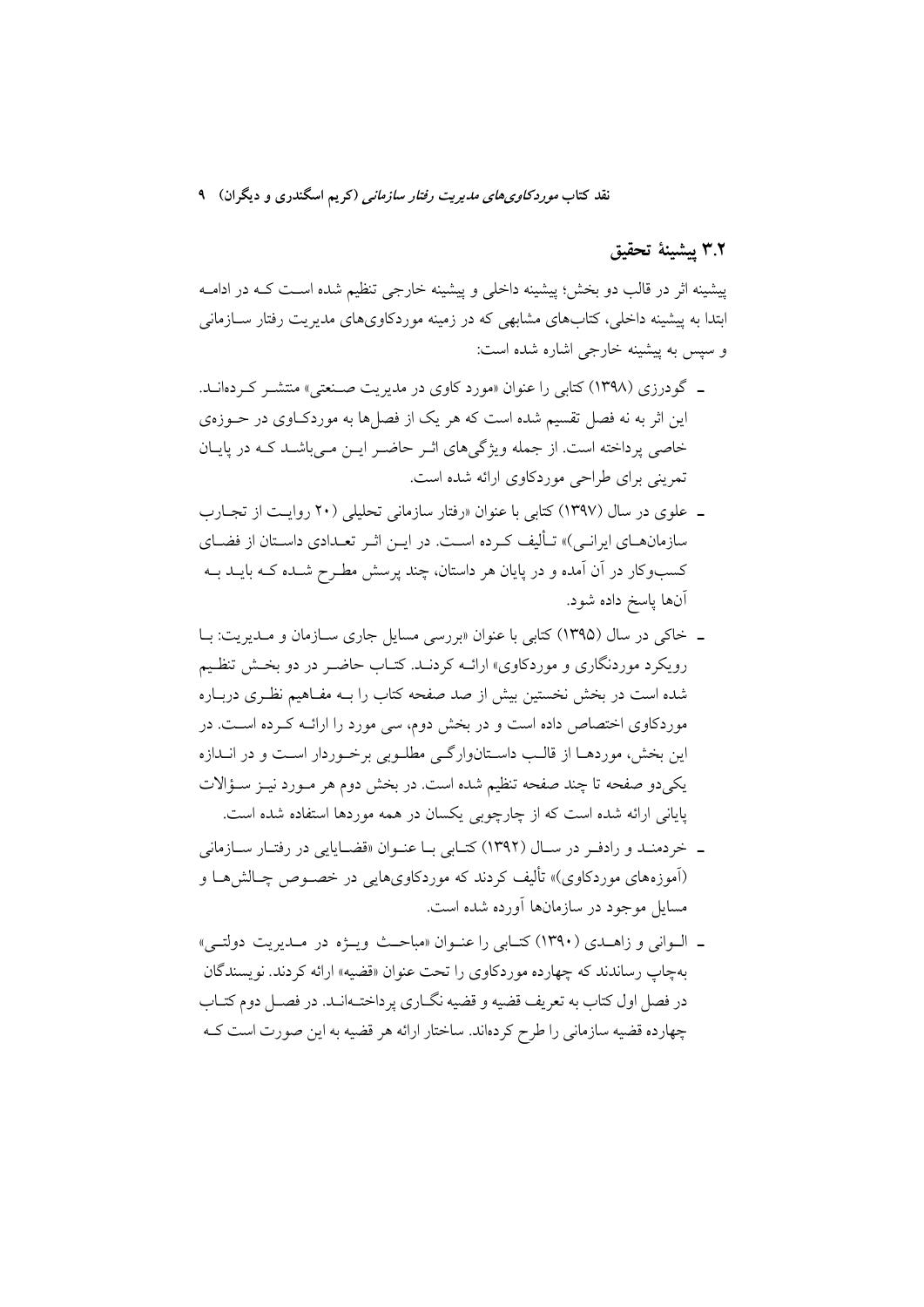## ۳.۲ پیشینهٔ تحقیق

پیشینه اثر در قالب دو بخش؛ پیشینه داخلی و پیشینه خارجی تنظیم شده است که در ادامه ابتدا به پیشینه داخلی، کتاب‌های مشابهی که در زمینه موردکاوی‌های مدیریت رفتار سازمانی و سپس به پیشینه خارجی اشاره شده است:

- گودرزی (۱۳۹۸) کتابی را عنوان «مورد کاوی در مدیریت صنعتی» منتشر کرده‌اند. این اثر به نه فصل تقسیم شده است که هر یک از فصل‌ها به موردکاوی در حوزه‌ی خاصی پرداخته است. از جمله ویژگی‌های اثر حاضر این می‌باشد که در پایان تمرینی برای طراحی موردکاوی ارائه شده است.
- علوی در سال (۱۳۹۷) کتابی با عنوان «رفتار سازمانی تحلیلی (۲۰ روایت از تجارب سازمان‌های ایرانی)» تألیف کرده است. در این اثر تعدادی داستان از فضای کسب‌وکار در آن آمده و در پایان هر داستان، چند پرسش مطرح شده که باید به آنها پاسخ داده شود.
- خاکی در سال (۱۳۹۵) کتابی با عنوان «بررسی مسایل جاری سازمان و مدیریت: با رویکرد موردنگاری و موردکاوی» ارائه کردند. کتاب حاضر در دو بخش تنظیم شده است در بخش نخستین بیش از صد صفحه کتاب را به مفاهیم نظری درباره موردکاوی اختصاص داده است و در بخش دوم، سی مورد را ارائه کرده است. در این بخش، موردها از قالب داستان‌وارگی مطلوبی برخوردار است و در اندازه یکی‌دو صفحه تا چند صفحه تنظیم شده است. در بخش دوم هر مورد نیز سؤالات پایانی ارائه شده است که از چارچوبی یکسان در همه موردها استفاده شده است.
- خردمند و رادفر در سال (۱۳۹۲) کتابی با عنوان «قضایایی در رفتار سازمانی (آموزه‌های موردکاوی)» تألیف کردند که موردکاوی‌هایی در خصوص چالش‌ها و مسایل موجود در سازمان‌ها آورده شده است.
- الوانی و زاهدی (۱۳۹۰) کتابی را عنوان «مباحث ویژه در مدیریت دولتی» به‌چاپ رساندند که چهارده موردکاوی را تحت عنوان «قضیه» ارائه کردند. نویسندگان در فصل اول کتاب به تعریف قضیه و قضیه نگاری پرداخته‌اند. در فصل دوم کتاب چهارده قضیه سازمانی را طرح کرده‌اند. ساختار ارائه هر قضیه به این صورت است که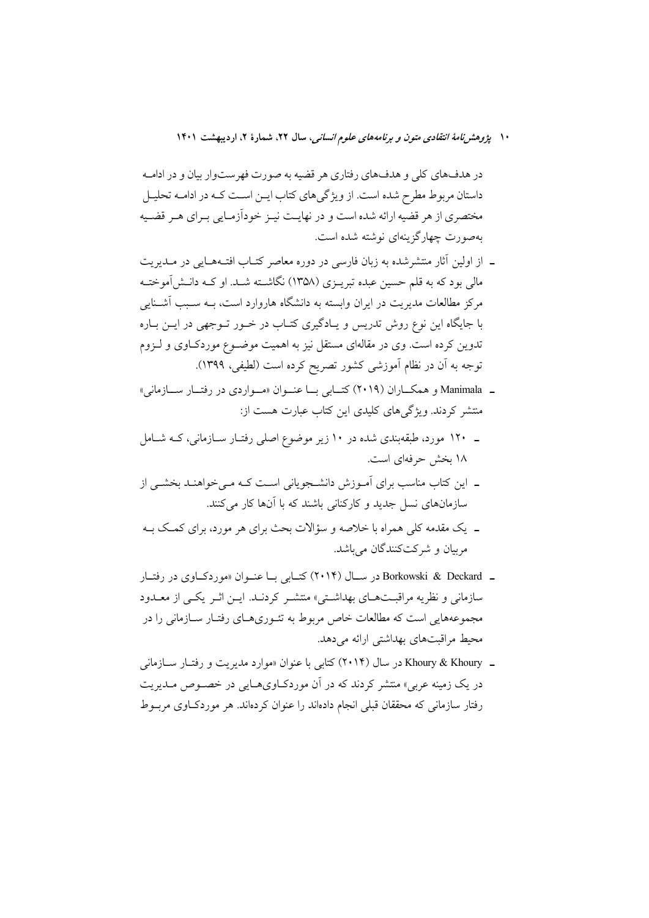در هدف‌های کلی و هدف‌های رفتاری هر قضیه به صورت فهرست‌وار بیان و در ادامه داستان مربوط مطرح شده است. از ویژگی‌های کتاب این است که در ادامه تحلیل مختصری از هر قضیه ارائه شده است و در نهایت نیز خودآزمایی برای هر قضیه به‌صورت چهارگزینه‌ای نوشته شده است.

- از اولین آثار منتشرشده به زبان فارسی در دوره معاصر کتاب افته‌هایی در مدیریت مالی بود که به قلم حسین عبده تبریزی (۱۳۵۸) نگاشته شد. او که دانش‌آموخته مرکز مطالعات مدیریت در ایران وابسته به دانشگاه هاروارد است، به سبب آشنایی با جایگاه این نوع روش تدریس و یادگیری کتاب در خور توجهی در این باره تدوین کرده است. وی در مقاله‌ای مستقل نیز به اهمیت موضوع موردکاوی و لزوم توجه به آن در نظام آموزشی کشور تصریح کرده است (لطیفی، ۱۳۹۹).
- Manimala و همکاران (۲۰۱۹) کتابی با عنوان «مواردی در رفتار سازمانی» منتشر کردند. ویژگی‌های کلیدی این کتاب عبارت هست از:
  - ۱۲۰ مورد، طبقه‌بندی شده در ۱۰ زیر موضوع اصلی رفتار سازمانی، که شامل ۱۸ بخش حرفه‌ای است.
  - این کتاب مناسب برای آموزش دانشجویانی است که می‌خواهند بخشی از سازمان‌های نسل جدید و کارکنانی باشند که با آن‌ها کار می‌کنند.
  - یک مقدمه کلی همراه با خلاصه و سؤالات بحث برای هر مورد، برای کمک به مربیان و شرکت‌کنندگان می‌باشد.
- Borkowski & Deckard در سال (۲۰۱۴) کتابی با عنوان «موردکاوی در رفتار سازمانی و نظریه مراقبت‌های بهداشتی» منتشر کردند. این اثر یکی از معدود مجموعه‌هایی است که مطالعات خاص مربوط به تئوری‌های رفتار سازمانی را در محیط مراقبت‌های بهداشتی ارائه می‌دهد.
- Khoury & Khoury در سال (۲۰۱۴) کتابی با عنوان «موارد مدیریت و رفتار سازمانی در یک زمینه عربی» منتشر کردند که در آن موردکاوی‌هایی در خصوص مدیریت رفتار سازمانی که محققان قبلی انجام داده‌اند را عنوان کرده‌اند. هر موردکاوی مربوط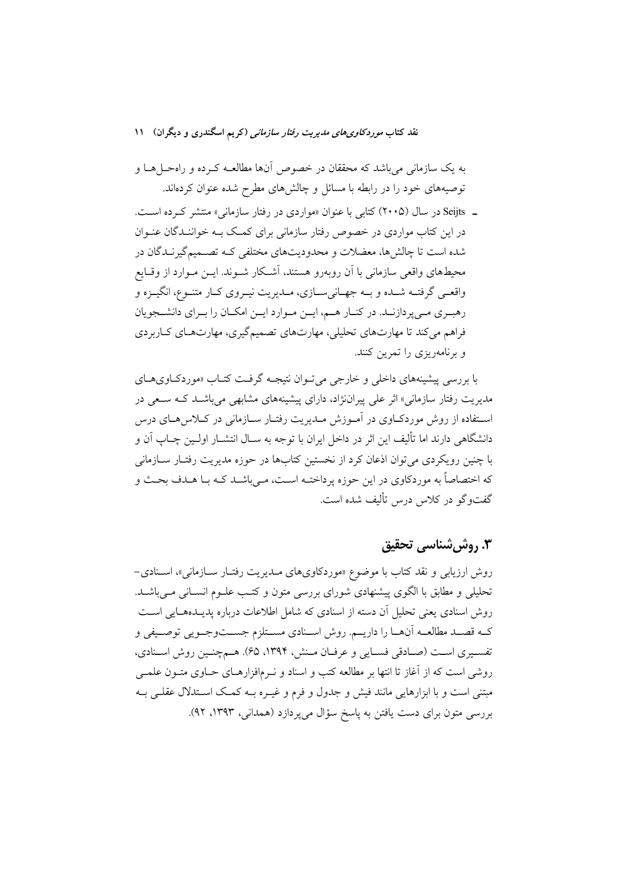به یک سازمانی می‌باشد که محققان در خصوص آن‌ها مطالعه کرده و راه‌حل‌ها و توصیه‌های خود را در رابطه با مسائل و چالش‌های مطرح شده عنوان کرده‌اند.

- Seijts در سال (۲۰۰۵) کتابی با عنوان «مواردی در رفتار سازمانی» منتشر کرده است. در این کتاب مواردی در خصوص رفتار سازمانی برای کمک به خوانندگان عنوان شده است تا چالش‌ها، معضلات و محدودیت‌های مختلفی که تصمیم‌گیرندگان در محیط‌های واقعی سازمانی با آن روبه‌رو هستند، آشکار شوند. این موارد از وقایع واقعی گرفته شده و به جهانی‌سازی، مدیریت نیروی کار متنوع، انگیزه و رهبری می‌پردازند. در کنار هم، این موارد این امکان را برای دانشجویان فراهم می‌کند تا مهارت‌های تحلیلی، مهارت‌های تصمیم‌گیری، مهارت‌های کاربردی و برنامه‌ریزی را تمرین کنند.

با بررسی پیشینه‌های داخلی و خارجی می‌توان نتیجه گرفت کتاب «موردکاوی‌های مدیریت رفتار سازمانی» اثر علی پیران‌نژاد، دارای پیشینه‌های مشابهی می‌باشد که سعی در استفاده از روش موردکاوی در آموزش مدیریت رفتار سازمانی در کلاس‌های درس دانشگاهی دارند اما تألیف این اثر در داخل ایران با توجه به سال انتشار اولین چاپ آن و با چنین رویکردی می‌توان اذعان کرد از نخستین کتاب‌ها در حوزه مدیریت رفتار سازمانی که اختصاصاً به موردکاوی در این حوزه پرداخته است، می‌باشد که با هدف بحث و گفت‌وگو در کلاس درس تألیف شده است.

## ۳. روش‌شناسی تحقیق

روش ارزیابی و نقد کتاب با موضوع «موردکاوی‌های مدیریت رفتار سازمانی»، اسنادی– تحلیلی و مطابق با الگوی پیشنهادی شورای بررسی متون و کتب علوم انسانی می‌باشد. روش اسنادی یعنی تحلیل آن دسته از اسنادی که شامل اطلاعات درباره پدیده‌هایی است که قصد مطالعه آن‌ها را داریم. روش اسنادی مستلزم جست‌وجویی توصیفی و تفسیری است (صادقی فسایی و عرفان منش، ۱۳۹۴، ۶۵). هم‌چنین روش اسنادی، روشی است که از آغاز تا انتها بر مطالعه کتب و اسناد و نرم‌افزارهای حاوی متون علمی مبتنی است و با ابزارهایی مانند فیش و جدول و فرم و غیره به کمک استدلال عقلی به بررسی متون برای دست یافتن به پاسخ سؤال می‌پردازد (همدانی، ۱۳۹۳، ۹۲).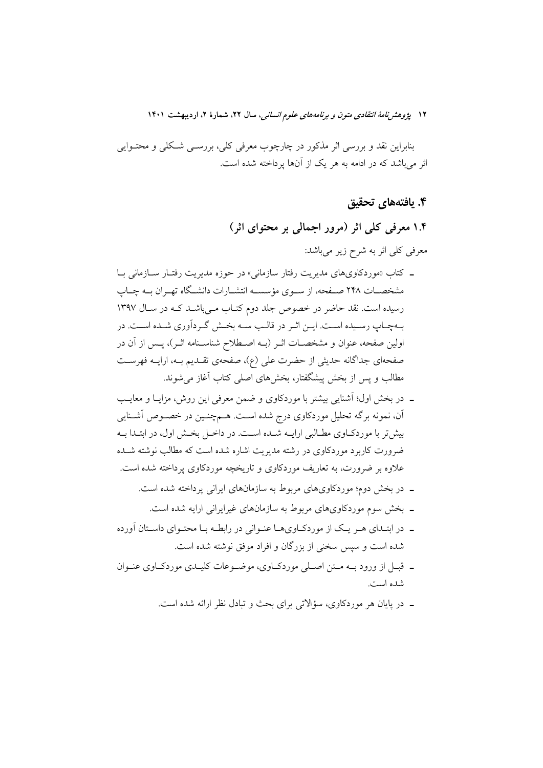بنابراین نقد و بررسی اثر مذکور در چارچوب معرفی کلی، بررسی شکلی و محتوایی اثر می‌باشد که در ادامه به هر یک از آن‌ها پرداخته شده است.

## ۴. یافته‌های تحقیق

### ۱.۴ معرفی کلی اثر (مرور اجمالی بر محتوای اثر)

معرفی کلی اثر به شرح زیر می‌باشد:

- کتاب «موردکاوی‌های مدیریت رفتار سازمانی» در حوزه مدیریت رفتار سازمانی با مشخصات ۲۴۸ صفحه، از سوی مؤسسه انتشارات دانشگاه تهران به چاپ رسیده است. نقد حاضر در خصوص جلد دوم کتاب می‌باشد که در سال ۱۳۹۷ به‌چاپ رسیده است. این اثر در قالب سه بخش گردآوری شده است. در اولین صفحه، عنوان و مشخصات اثر (به اصطلاح شناسنامه اثر)، پس از آن در صفحه‌ای جداگانه حدیثی از حضرت علی (ع)، صفحه‌ی تقدیم به، ارایه فهرست مطالب و پس از بخش پیشگفتار، بخش‌های اصلی کتاب آغاز می‌شوند.
- در بخش اول؛ آشنایی بیشتر با موردکاوی و ضمن معرفی این روش، مزایا و معایب آن، نمونه برگه تحلیل موردکاوی درج شده است. هم‌چنین در خصوص آشنایی بیش‌تر با موردکاوی مطالبی ارایه شده است. در داخل بخش اول، در ابتدا به ضرورت کاربرد موردکاوی در رشته مدیریت اشاره شده است که مطالب نوشته شده علاوه بر ضرورت، به تعاریف موردکاوی و تاریخچه موردکاوی پرداخته شده است.
- در بخش دوم؛ موردکاوی‌های مربوط به سازمان‌های ایرانی پرداخته شده است.
- بخش سوم موردکاوی‌های مربوط به سازمان‌های غیرایرانی ارایه شده است.
- در ابتدای هر یک از موردکاوی‌ها عنوانی در رابطه با محتوای داستان آورده شده است و سپس سخنی از بزرگان و افراد موفق نوشته شده است.
- قبل از ورود به متن اصلی موردکاوی، موضوعات کلیدی موردکاوی عنوان شده است.
- در پایان هر موردکاوی، سؤالاتی برای بحث و تبادل نظر ارائه شده است.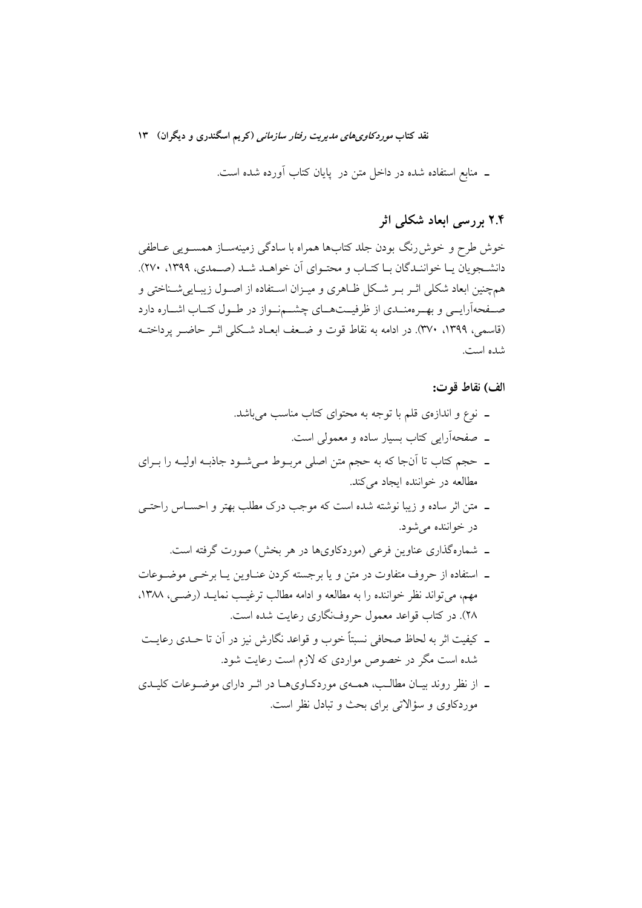- منابع استفاده شده در داخل متن در پایان کتاب آورده شده است.

## ۲.۴ بررسی ابعاد شکلی اثر

خوش طرح و خوش‌رنگ بودن جلد کتاب‌ها همراه با سادگی زمینه‌ساز همسویی عاطفی دانشجویان یا خوانندگان با کتاب و محتوای آن خواهد شد (صمدی، ۱۳۹۹، ۲۷۰). همچنین ابعاد شکلی اثر بر شکل ظاهری و میزان استفاده از اصول زیبایی‌شناختی و صفحه‌آرایی و بهره‌مندی از ظرفیت‌های چشم‌نواز در طول کتاب اشاره دارد (قاسمی، ۱۳۹۹، ۳۷۰). در ادامه به نقاط قوت و ضعف ابعاد شکلی اثر حاضر پرداخته شده است.

**الف) نقاط قوت:**

- نوع و اندازه‌ی قلم با توجه به محتوای کتاب مناسب می‌باشد.
- صفحه‌آرایی کتاب بسیار ساده و معمولی است.
- حجم کتاب تا آن‌جا که به حجم متن اصلی مربوط می‌شود جاذبه اولیه را برای مطالعه در خواننده ایجاد می‌کند.
- متن اثر ساده و زیبا نوشته شده است که موجب درک مطلب بهتر و احساس راحتی در خواننده می‌شود.
- شماره‌گذاری عناوین فرعی (موردکاوی‌ها در هر بخش) صورت گرفته است.
- استفاده از حروف متفاوت در متن و یا برجسته کردن عناوین یا برخی موضوعات مهم، می‌تواند نظر خواننده را به مطالعه و ادامه مطالب ترغیب نماید (رضی، ۱۳۸۸، ۲۸). در کتاب قواعد معمول حروف‌نگاری رعایت شده است.
- کیفیت اثر به لحاظ صحافی نسبتاً خوب و قواعد نگارش نیز در آن تا حدی رعایت شده است مگر در خصوص مواردی که لازم است رعایت شود.
- از نظر روند بیان مطالب، همه‌ی موردکاوی‌ها در اثر دارای موضوعات کلیدی موردکاوی و سؤالاتی برای بحث و تبادل نظر است.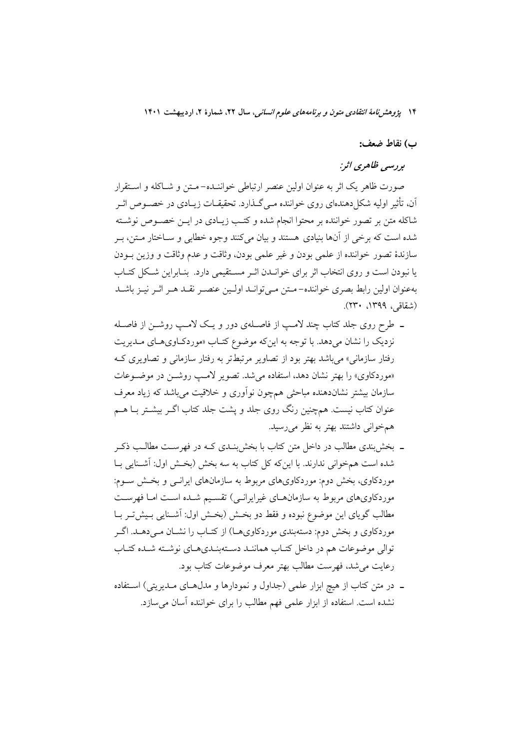### ب) نقاط ضعف:

#### *بررسی ظاهری اثر:*

صورت ظاهر یک اثر به عنوان اولین عنصر ارتباطی خواننده- متن و شاکله و استقرار آن، تأثیر اولیه شکل‌دهنده‌ای روی خواننده می‌گذارد. تحقیقات زیادی در خصوص اثر شاکله متن بر تصور خواننده بر محتوا انجام شده و کتب زیادی در این خصوص نوشته شده است که برخی از آن‌ها بنیادی هستند و بیان می‌کنند وجوه خطابی و ساختار متن، بر سازندهٔ تصور خواننده از علمی بودن و غیر علمی بودن، وثاقت و عدم وثاقت و وزین بودن یا نبودن است و روی انتخاب اثر برای خواندن اثر مستقیمی دارد. بنابراین شکل کتاب به‌عنوان اولین رابط بصری خواننده- متن می‌تواند اولین عنصر نقد هر اثر نیز باشد (شقاقی، ۱۳۹۹، ۲۳۰).

- طرح روی جلد کتاب چند لامپ از فاصله‌ی دور و یک لامپ روشن از فاصله نزدیک را نشان می‌دهد. با توجه به این‌که موضوع کتاب «موردکاوی‌های مدیریت رفتار سازمانی» می‌باشد بهتر بود از تصاویر مرتبط‌تر به رفتار سازمانی و تصاویری که «موردکاوی» را بهتر نشان دهد، استفاده می‌شد. تصویر لامپ روشن در موضوعات سازمان بیشتر نشان‌دهنده مباحثی همچون نوآوری و خلاقیت می‌باشد که زیاد معرف عنوان کتاب نیست. همچنین رنگ روی جلد و پشت جلد کتاب اگر بیشتر با هم همخوانی داشتند بهتر به نظر می‌رسید.
- بخش‌بندی مطالب در داخل متن کتاب با بخش‌بندی که در فهرست مطالب ذکر شده است همخوانی ندارند. با این‌که کل کتاب به سه بخش (بخش اول: آشنایی با موردکاوی، بخش دوم: موردکاوی‌های مربوط به سازمان‌های ایرانی و بخش سوم: موردکاوی‌های مربوط به سازمان‌های غیرایرانی) تقسیم شده است اما فهرست مطالب گویای این موضوع نبوده و فقط دو بخش (بخش اول: آشنایی بیش‌تر با موردکاوی و بخش دوم: دسته‌بندی موردکاوی‌ها) از کتاب را نشان می‌دهد. اگر توالی موضوعات هم در داخل کتاب همانند دسته‌بندی‌های نوشته شده کتاب رعایت می‌شد، فهرست مطالب بهتر معرف موضوعات کتاب بود.
- در متن کتاب از هیچ ابزار علمی (جداول و نمودارها و مدل‌های مدیریتی) استفاده نشده است. استفاده از ابزار علمی فهم مطالب را برای خواننده آسان می‌سازد.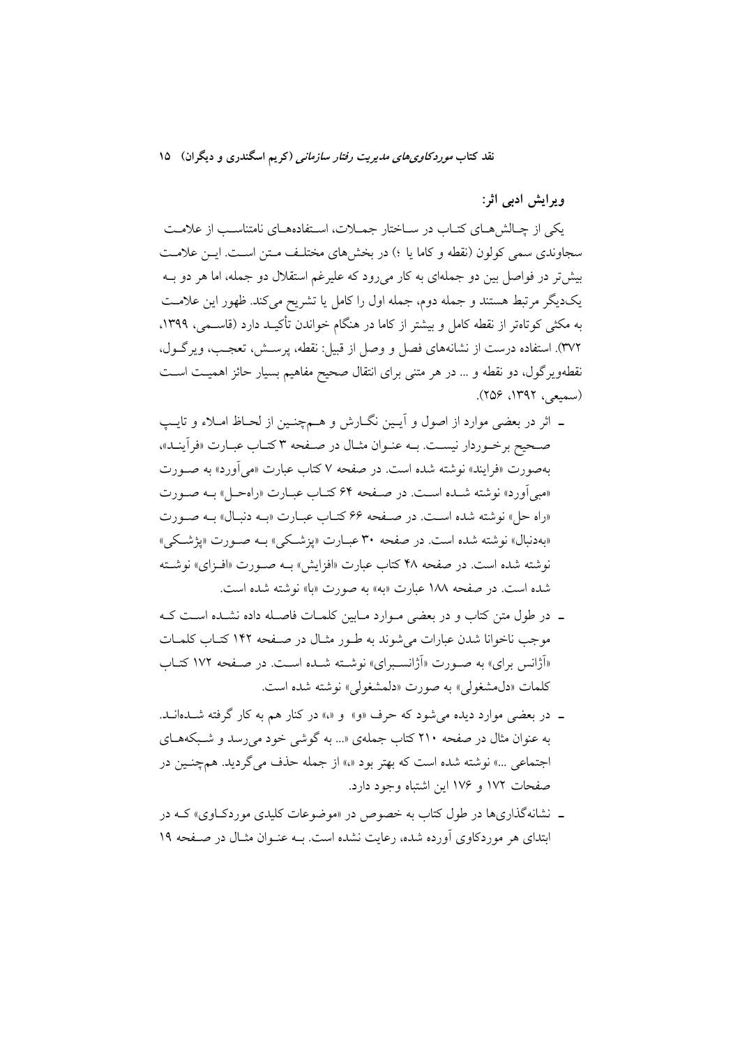### ویرایش ادبی اثر:

یکی از چالش‌های کتاب در ساختار جملات، استفاده‌های نامتناسب از علامت سجاوندی سمی کولون (نقطه و کاما یا ؛) در بخش‌های مختلف متن است. این علامت بیش‌تر در فواصل بین دو جمله‌ای به کار می‌رود که علیرغم استقلال دو جمله، اما هر دو به یک‌دیگر مرتبط هستند و جمله دوم، جمله اول را کامل یا تشریح می‌کند. ظهور این علامت به مکثی کوتاه‌تر از نقطه کامل و بیشتر از کاما در هنگام خواندن تأکید دارد (قاسمی، ۱۳۹۹، ۳۷۲). استفاده درست از نشانه‌های فصل و وصل از قبیل: نقطه، پرسش، تعجب، ویرگول، نقطه‌ویرگول، دو نقطه و ... در هر متنی برای انتقال صحیح مفاهیم بسیار حائز اهمیت است (سمیعی، ۱۳۹۲، ۲۵۶).

- اثر در بعضی موارد از اصول و آیین نگارش و هم‌چنین از لحاظ املاء و تایپ صحیح برخوردار نیست. به عنوان مثال در صفحه ۳ کتاب عبارت «فرآیند»، به‌صورت «فرایند» نوشته شده است. در صفحه ۷ کتاب عبارت «می‌آورد» به صورت «مبی‌آورد» نوشته شده است. در صفحه ۶۴ کتاب عبارت «راه‌حل» به صورت «راه حل» نوشته شده است. در صفحه ۶۶ کتاب عبارت «به دنبال» به صورت «به‌دنبال» نوشته شده است. در صفحه ۳۰ عبارت «پزشکی» به صورت «پژشکی» نوشته شده است. در صفحه ۴۸ کتاب عبارت «افزایش» به صورت «افزای» نوشته شده است. در صفحه ۱۸۸ عبارت «به» به صورت «با» نوشته شده است.
- در طول متن کتاب و در بعضی موارد مابین کلمات فاصله داده نشده است که موجب ناخوانا شدن عبارات می‌شوند به طور مثال در صفحه ۱۴۲ کتاب کلمات «آژانس برای» به صورت «آژانسبرای» نوشته شده است. در صفحه ۱۷۲ کتاب کلمات «دل‌مشغولی» به صورت «دلمشغولی» نوشته شده است.
- در بعضی موارد دیده می‌شود که حرف «و» و «،» در کنار هم به کار گرفته شده‌اند. به عنوان مثال در صفحه ۲۱۰ کتاب جمله‌ی «... به گوشی خود می‌رسد و شبکه‌های اجتماعی ...» نوشته شده است که بهتر بود «،» از جمله حذف می‌گردید. هم‌چنین در صفحات ۱۷۲ و ۱۷۶ این اشتباه وجود دارد.
- نشانه‌گذاری‌ها در طول کتاب به خصوص در «موضوعات کلیدی موردکاوی» که در ابتدای هر موردکاوی آورده شده، رعایت نشده است. به عنوان مثال در صفحه ۱۹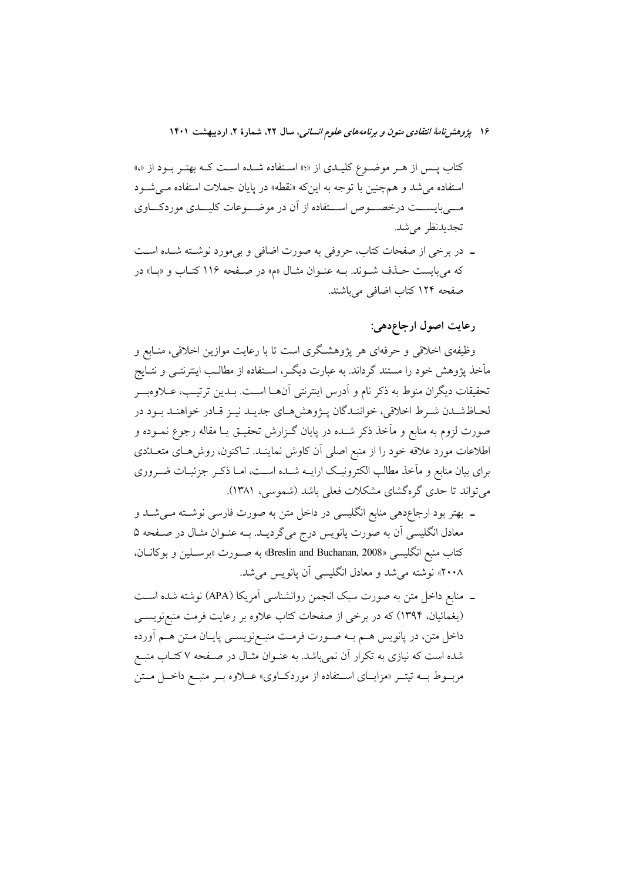کتاب پس از هر موضوع کلیدی از «؛» استفاده شده است که بهتر بود از «،» استفاده می‌شد و هم‌چنین با توجه به این‌که «نقطه» در پایان جملات استفاده می‌شود می‌بایست درخصوص استفاده از آن در موضوعات کلیدی موردکاوی تجدیدنظر می‌شد.

- در برخی از صفحات کتاب، حروفی به صورت اضافی و بی‌مورد نوشته شده است که می‌بایست حذف شوند. به عنوان مثال «م» در صفحه ۱۱۶ کتاب و «با» در صفحه ۱۲۴ کتاب اضافی می‌باشند.

## رعایت اصول ارجاع‌دهی:

وظیفه‌ی اخلاقی و حرفه‌ای هر پژوهشگری است تا با رعایت موازین اخلاقی، منابع و مآخذ پژوهش خود را مستند گرداند. به عبارت دیگر، استفاده از مطالب اینترنتی و نتایج تحقیقات دیگران منوط به ذکر نام و آدرس اینترنتی آن‌ها است. بدین ترتیب، علاوه‌بر لحاظ‌شدن شرط اخلاقی، خوانندگان پژوهش‌های جدید نیز قادر خواهند بود در صورت لزوم به منابع و مآخذ ذکر شده در پایان گزارش تحقیق یا مقاله رجوع نموده و اطلاعات مورد علاقه خود را از منبع اصلی آن کاوش نمایند. تاکنون، روش‌های متعدّدی برای بیان منابع و مآخذ مطالب الکترونیک ارایه شده است، اما ذکر جزئیات ضروری می‌تواند تا حدی گره‌گشای مشکلات فعلی باشد (شموسی، ۱۳۸۱).

- بهتر بود ارجاع‌دهی منابع انگلیسی در داخل متن به صورت فارسی نوشته می‌شد و معادل انگلیسی آن به صورت پانویس درج می‌گردید. به عنوان مثال در صفحه ۵ کتاب منبع انگلیسی «Breslin and Buchanan, 2008» به صورت «برسلین و بوکانان، ۲۰۰۸» نوشته می‌شد و معادل انگلیسی آن پانویس می‌شد.
- منابع داخل متن به صورت سبک انجمن روانشناسی آمریکا (APA) نوشته شده است (یغمائیان، ۱۳۹۴) که در برخی از صفحات کتاب علاوه بر رعایت فرمت منبع‌نویسی داخل متن، در پانویس هم به صورت فرمت منبع‌نویسی پایان متن هم آورده شده است که نیازی به تکرار آن نمی‌باشد. به عنوان مثال در صفحه ۷ کتاب منبع مربوط به تیتر «مزایای استفاده از موردکاوی» علاوه بر منبع داخل متن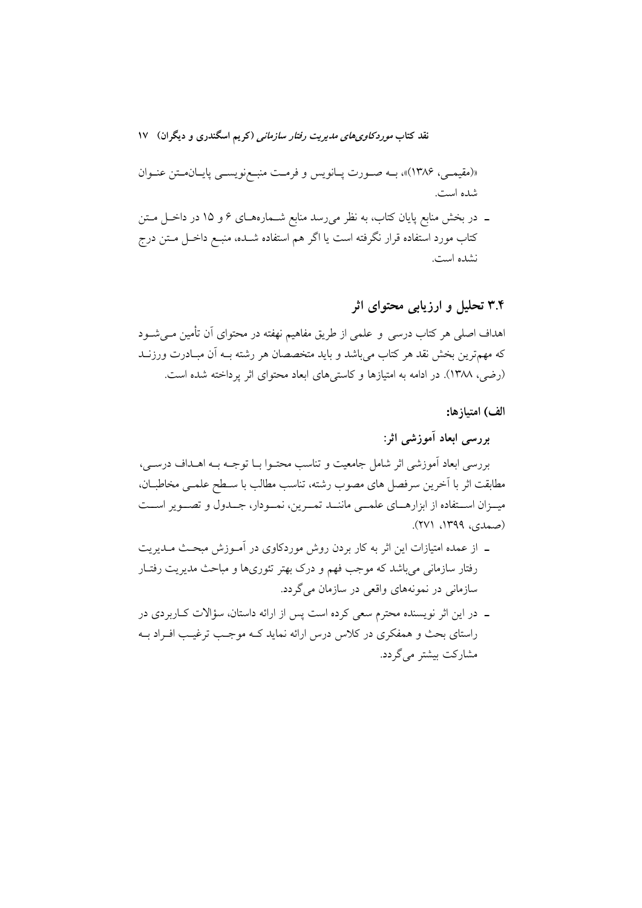«(مقیمی، ۱۳۸۶)»، بـه صـورت پـانویس و فرمـت منبـع‌نویسـی پایـان‌مـتن عنـوان شده است.

- در بخش منابع پایان کتاب، به نظر می‌رسد منابع شـماره‌هـای ۶ و ۱۵ در داخـل مـتن کتاب مورد استفاده قرار نگرفته است یا اگر هم استفاده شـده، منبـع داخـل مـتن درج نشده است.

## ۳.۴ تحلیل و ارزیابی محتوای اثر

اهداف اصلی هر کتاب درسی و علمی از طریق مفاهیم نهفته در محتوای آن تأمین مـی‌شـود که مهم‌ترین بخش نقد هر کتاب می‌باشد و باید متخصصان هر رشته بـه آن مبـادرت ورزنـد (رضی، ۱۳۸۸). در ادامه به امتیازها و کاستی‌های ابعاد محتوای اثر پرداخته شده است.

**الف) امتیازها:**

**بررسی ابعاد آموزشی اثر:**

بررسی ابعاد آموزشی اثر شامل جامعیت و تناسب محتـوا بـا توجـه بـه اهـداف درسـی، مطابقت اثر با آخرین سرفصل های مصوب رشته، تناسب مطالب با سـطح علمـی مخاطبـان، میـزان اسـتفاده از ابزارهـای علمـی ماننـد تمـرین، نمـودار، جـدول و تصـویر اسـت (صمدی، ۱۳۹۹، ۲۷۱).

- از عمده امتیازات این اثر به کار بردن روش موردکاوی در آمـوزش مبحـث مـدیریت رفتار سازمانی می‌باشد که موجب فهم و درک بهتر تئوری‌ها و مباحث مدیریت رفتـار سازمانی در نمونه‌های واقعی در سازمان می‌گردد.
- در این اثر نویسنده محترم سعی کرده است پس از ارائه داستان، سؤالات کـاربردی در راستای بحث و همفکری در کلاس درس ارائه نماید کـه موجـب ترغیـب افـراد بـه مشارکت بیشتر می‌گردد.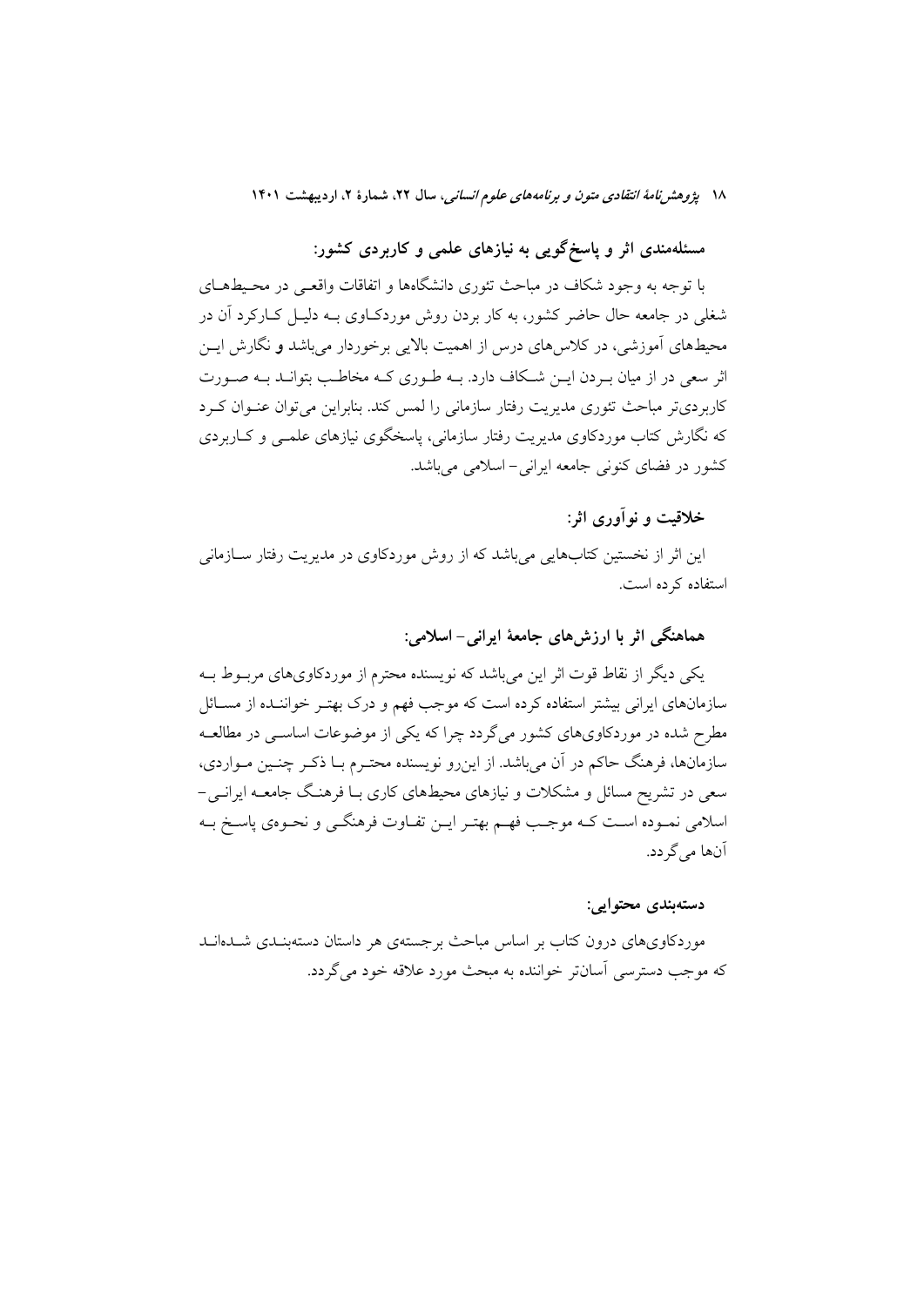**مسئله‌مندی اثر و پاسخ‌گویی به نیازهای علمی و کاربردی کشور:**

با توجه به وجود شکاف در مباحث تئوری دانشگاه‌ها و اتفاقات واقعی در محیط‌های شغلی در جامعه حال حاضر کشور، به کار بردن روش موردکاوی به دلیل کارکرد آن در محیط‌های آموزشی، در کلاس‌های درس از اهمیت بالایی برخوردار می‌باشد و نگارش این اثر سعی در از میان بردن این شکاف دارد. به طوری که مخاطب بتواند به صورت کاربردی‌تر مباحث تئوری مدیریت رفتار سازمانی را لمس کند. بنابراین می‌توان عنوان کرد که نگارش کتاب موردکاوی مدیریت رفتار سازمانی، پاسخگوی نیازهای علمی و کاربردی کشور در فضای کنونی جامعه ایرانی- اسلامی می‌باشد.

**خلاقیت و نوآوری اثر:**

این اثر از نخستین کتاب‌هایی می‌باشد که از روش موردکاوی در مدیریت رفتار سازمانی استفاده کرده است.

**هماهنگی اثر با ارزش‌های جامعهٔ ایرانی- اسلامی:**

یکی دیگر از نقاط قوت اثر این می‌باشد که نویسنده محترم از موردکاوی‌های مربوط به سازمان‌های ایرانی بیشتر استفاده کرده است که موجب فهم و درک بهتر خواننده از مسائل مطرح شده در موردکاوی‌های کشور می‌گردد چرا که یکی از موضوعات اساسی در مطالعه سازمان‌ها، فرهنگ حاکم در آن می‌باشد. از این‌رو نویسنده محترم با ذکر چنین مواردی، سعی در تشریح مسائل و مشکلات و نیازهای محیط‌های کاری با فرهنگ جامعه ایرانی- اسلامی نموده است که موجب فهم بهتر این تفاوت فرهنگی و نحوه‌ی پاسخ به آن‌ها می‌گردد.

**دسته‌بندی محتوایی:**

موردکاوی‌های درون کتاب بر اساس مباحث برجسته‌ی هر داستان دسته‌بندی شده‌اند که موجب دسترسی آسان‌تر خواننده به مبحث مورد علاقه خود می‌گردد.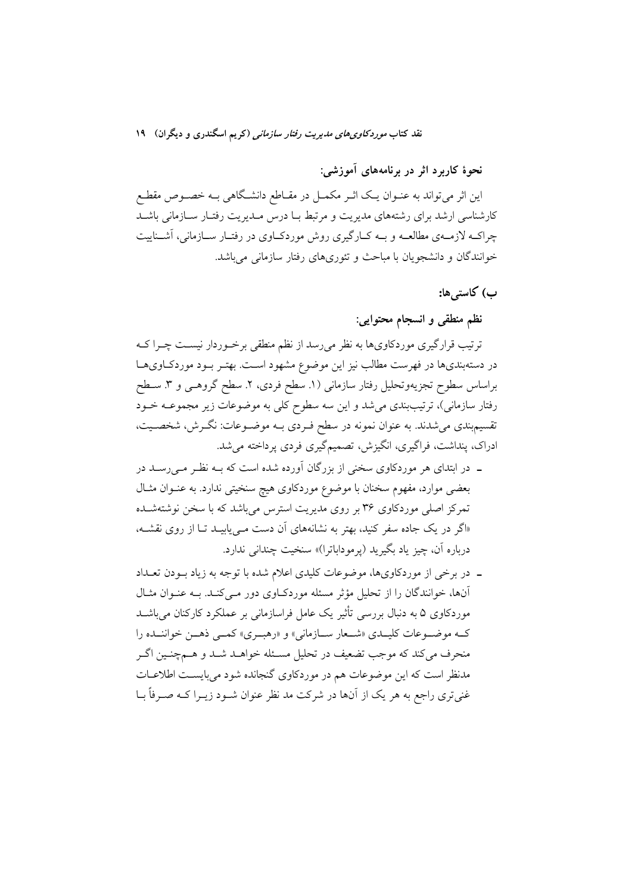### نحوهٔ کاربرد اثر در برنامه‌های آموزشی:

این اثر می‌تواند به عنوان یک اثر مکمل در مقاطع دانشگاهی به خصوص مقطع کارشناسی ارشد برای رشته‌های مدیریت و مرتبط با درس مدیریت رفتار سازمانی باشد چراکه لازمه‌ی مطالعه و به کارگیری روش موردکاوی در رفتار سازمانی، آشنایت خوانندگان و دانشجویان با مباحث و تئوری‌های رفتار سازمانی می‌باشد.

## ب) کاستی‌ها:

### نظم منطقی و انسجام محتوایی:

ترتیب قرارگیری موردکاوی‌ها به نظر می‌رسد از نظم منطقی برخوردار نیست چرا که در دسته‌بندی‌ها در فهرست مطالب نیز این موضوع مشهود است. بهتر بود موردکاوی‌ها براساس سطوح تجزیه‌وتحلیل رفتار سازمانی (۱. سطح فردی، ۲. سطح گروهی و ۳. سطح رفتار سازمانی)، ترتیب‌بندی می‌شد و این سه سطوح کلی به موضوعات زیر مجموعه خود تقسیم‌بندی می‌شدند. به عنوان نمونه در سطح فردی به موضوعات: نگرش، شخصیت، ادراک، پنداشت، فراگیری، انگیزش، تصمیم‌گیری فردی پرداخته می‌شد.

- در ابتدای هر موردکاوی سخنی از بزرگان آورده شده است که به نظر می‌رسد در بعضی موارد، مفهوم سخنان با موضوع موردکاوی هیچ سنخیتی ندارد. به عنوان مثال تمرکز اصلی موردکاوی ۳۶ بر روی مدیریت استرس می‌باشد که با سخن نوشته‌شده «اگر در یک جاده سفر کنید، بهتر به نشانه‌های آن دست می‌یابید تا از روی نقشه، درباره آن، چیز یاد بگیرید (پرموداباترا)» سنخیت چندانی ندارد.
- در برخی از موردکاوی‌ها، موضوعات کلیدی اعلام شده با توجه به زیاد بودن تعداد آن‌ها، خوانندگان را از تحلیل مؤثر مسئله موردکاوی دور می‌کند. به عنوان مثال موردکاوی ۵ به دنبال بررسی تأثیر یک عامل فراسازمانی بر عملکرد کارکنان می‌باشد که موضوعات کلیدی «شعار سازمانی» و «رهبری» کمی ذهن خواننده را منحرف می‌کند که موجب تضعیف در تحلیل مسئله خواهد شد و هم‌چنین اگر مدنظر است که این موضوعات هم در موردکاوی گنجانده شود می‌بایست اطلاعات غنی‌تری راجع به هر یک از آن‌ها در شرکت مد نظر عنوان شود زیرا که صرفاً با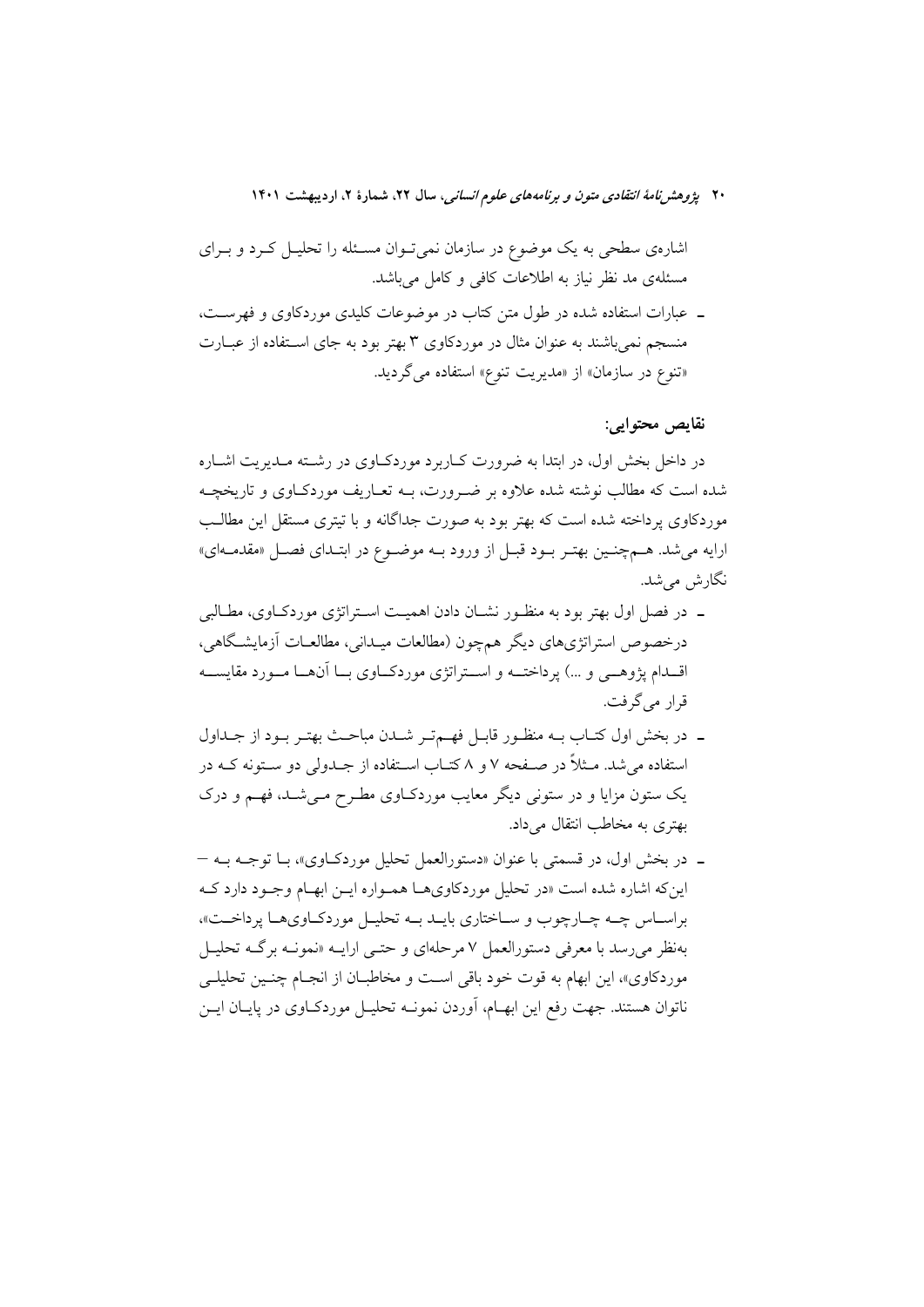اشاره‌ی سطحی به یک موضوع در سازمان نمی‌توان مسئله را تحلیل کرد و برای مسئله‌ی مد نظر نیاز به اطلاعات کافی و کامل می‌باشد.

- عبارات استفاده شده در طول متن کتاب در موضوعات کلیدی موردکاوی و فهرست، منسجم نمی‌باشند به عنوان مثال در موردکاوی ۳ بهتر بود به جای استفاده از عبارت «تنوع در سازمان» از «مدیریت تنوع» استفاده می‌گردید.

### نقایص محتوایی:

در داخل بخش اول، در ابتدا به ضرورت کاربرد موردکاوی در رشته مدیریت اشاره شده است که مطالب نوشته شده علاوه بر ضرورت، به تعاریف موردکاوی و تاریخچه موردکاوی پرداخته شده است که بهتر بود به صورت جداگانه و با تیتری مستقل این مطالب ارایه می‌شد. همچنین بهتر بود قبل از ورود به موضوع در ابتدای فصل «مقدمه‌ای» نگارش می‌شد.

- در فصل اول بهتر بود به منظور نشان دادن اهمیت استراتژی موردکاوی، مطالبی درخصوص استراتژی‌های دیگر همچون (مطالعات میدانی، مطالعات آزمایشگاهی، اقدام پژوهی و ...) پرداخته و استراتژی موردکاوی با آن‌ها مورد مقایسه قرار می‌گرفت.
- در بخش اول کتاب به منظور قابل فهم‌تر شدن مباحث بهتر بود از جداول استفاده می‌شد. مثلاً در صفحه ۷ و ۸ کتاب استفاده از جدولی دو ستونه که در یک ستون مزایا و در ستونی دیگر معایب موردکاوی مطرح می‌شد، فهم و درک بهتری به مخاطب انتقال می‌داد.
- در بخش اول، در قسمتی با عنوان «دستورالعمل تحلیل موردکاوی»، با توجه به — این‌که اشاره شده است «در تحلیل موردکاوی‌ها همواره این ابهام وجود دارد که براساس چه چارچوب و ساختاری باید به تحلیل موردکاوی‌ها پرداخت»، به‌نظر می‌رسد با معرفی دستورالعمل ۷ مرحله‌ای و حتی ارایه «نمونه برگه تحلیل موردکاوی»، این ابهام به قوت خود باقی است و مخاطبان از انجام چنین تحلیلی ناتوان هستند. جهت رفع این ابهام، آوردن نمونه تحلیل موردکاوی در پایان این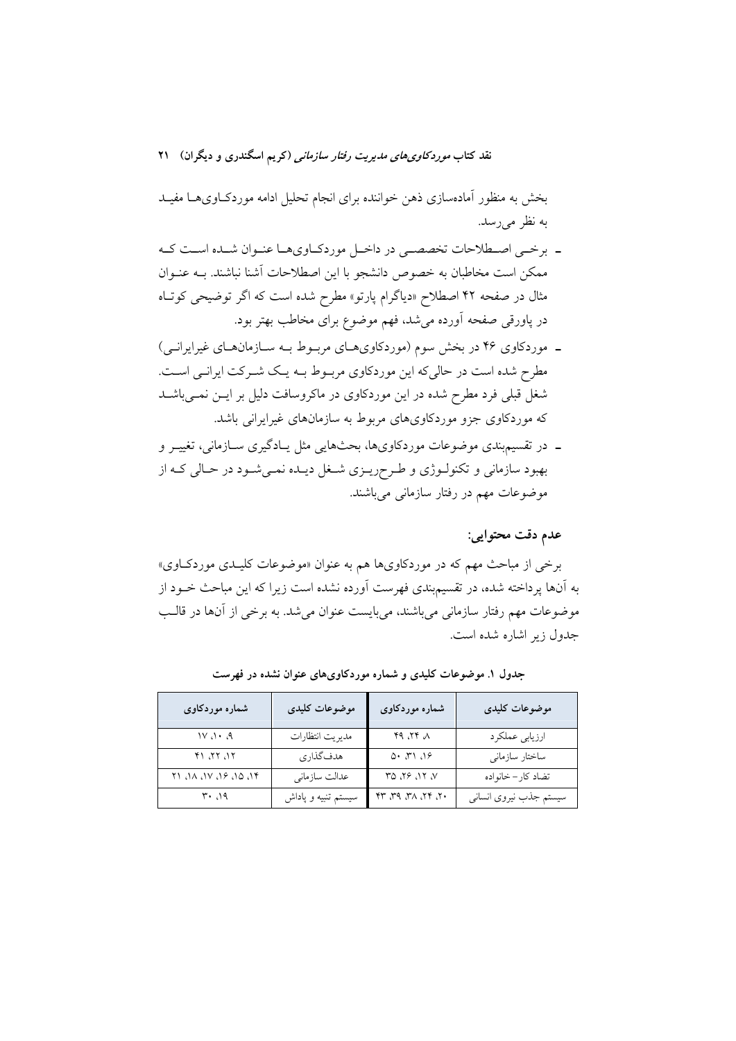بخش به منظور آماده‌سازی ذهن خواننده برای انجام تحلیل ادامه موردکاوی‌ها مفید به نظر می‌رسد.

- برخی اصطلاحات تخصصی در داخل موردکاوی‌ها عنوان شده است که ممکن است مخاطبان به خصوص دانشجو با این اصطلاحات آشنا نباشند. به عنوان مثال در صفحه ۴۲ اصطلاح «دیاگرام پارتو» مطرح شده است که اگر توضیحی کوتاه در پاورقی صفحه آورده می‌شد، فهم موضوع برای مخاطب بهتر بود.
- موردکاوی ۴۶ در بخش سوم (موردکاوی‌های مربوط به سازمان‌های غیرایرانی) مطرح شده است در حالی‌که این موردکاوی مربوط به یک شرکت ایرانی است. شغل قبلی فرد مطرح شده در این موردکاوی در ماکروسافت دلیل بر این نمی‌باشد که موردکاوی جزو موردکاوی‌های مربوط به سازمان‌های غیرایرانی باشد.
- در تقسیم‌بندی موضوعات موردکاوی‌ها، بحث‌هایی مثل یادگیری سازمانی، تغییر و بهبود سازمانی و تکنولوژی و طرح‌ریزی شغل دیده نمی‌شود در حالی که از موضوعات مهم در رفتار سازمانی می‌باشند.

### عدم دقت محتوایی:

برخی از مباحث مهم که در موردکاوی‌ها هم به عنوان «موضوعات کلیدی موردکاوی» به آن‌ها پرداخته شده، در تقسیم‌بندی فهرست آورده نشده است زیرا که این مباحث خود از موضوعات مهم رفتار سازمانی می‌باشند، می‌بایست عنوان می‌شد. به برخی از آن‌ها در قالب جدول زیر اشاره شده است.

**جدول ۱. موضوعات کلیدی و شماره موردکاوی‌های عنوان نشده در فهرست**

| موضوعات کلیدی | شماره موردکاوی | موضوعات کلیدی | شماره موردکاوی |
|---|---|---|---|
| ارزیابی عملکرد | ۸، ۲۴، ۴۹ | مدیریت انتظارات | ۹، ۱۰، ۱۷ |
| ساختار سازمانی | ۱۶، ۳۱، ۵۰ | هدف‌گذاری | ۱۲، ۲۲، ۴۱ |
| تضاد کار – خانواده | ۷، ۱۲، ۲۶، ۳۵ | عدالت سازمانی | ۱۴، ۱۵، ۱۶، ۱۷، ۱۸، ۲۱ |
| سیستم جذب نیروی انسانی | ۲۰، ۲۴، ۳۸، ۳۹، ۴۳ | سیستم تنبیه و پاداش | ۱۹، ۳۰ |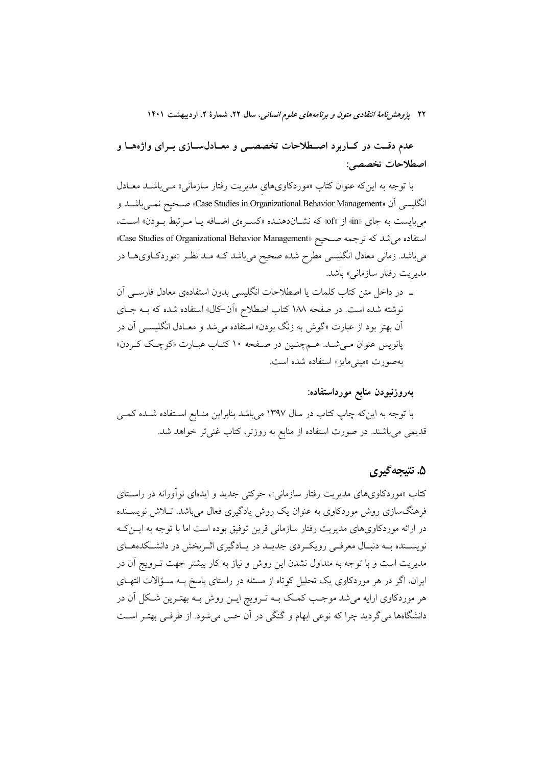**عدم دقت در کاربرد اصطلاحات تخصصی و معادل‌سازی برای واژه‌ها و اصطلاحات تخصصی:**

با توجه به این‌که عنوان کتاب «موردکاوی‌های مدیریت رفتار سازمانی» می‌باشد معادل انگلیسی آن «Case Studies in Organizational Behavior Management» صحیح نمی‌باشد و می‌بایست به جای «in» از «of» که نشان‌دهنده «کسره‌ی اضافه یا مرتبط بودن» است، استفاده می‌شد که ترجمه صحیح «Case Studies of Organizational Behavior Management» می‌باشد. زمانی معادل انگلیسی مطرح شده صحیح می‌باشد که مد نظر «موردکاوی‌ها در مدیریت رفتار سازمانی» باشد.

- در داخل متن کتاب کلمات یا اصطلاحات انگلیسی بدون استفاده‌ی معادل فارسی آن نوشته شده است. در صفحه ۱۸۸ کتاب اصطلاح «آن-کال» استفاده شده که به جای آن بهتر بود از عبارت «گوش به زنگ بودن» استفاده می‌شد و معادل انگلیسی آن در پانویس عنوان می‌شد. همچنین در صفحه ۱۰ کتاب عبارت «کوچک کردن» به‌صورت «مینی‌مایز» استفاده شده است.

**به‌روزنبودن منابع مورداستفاده:**

با توجه به این‌که چاپ کتاب در سال ۱۳۹۷ می‌باشد بنابراین منابع استفاده شده کمی قدیمی می‌باشند. در صورت استفاده از منابع به روزتر، کتاب غنی‌تر خواهد شد.

## ۵. نتیجه‌گیری

کتاب «موردکاوی‌های مدیریت رفتار سازمانی»، حرکتی جدید و ایده‌ای نوآورانه در راستای فرهنگ‌سازی روش موردکاوی به عنوان یک روش یادگیری فعال می‌باشد. تلاش نویسنده در ارائه موردکاوی‌های مدیریت رفتار سازمانی قرین توفیق بوده است اما با توجه به این‌که نویسنده به دنبال معرفی رویکردی جدید در یادگیری اثربخش در دانشکده‌های مدیریت است و با توجه به متداول نشدن این روش و نیاز به کار بیشتر جهت ترویج آن در ایران، اگر در هر موردکاوی یک تحلیل کوتاه از مسئله در راستای پاسخ به سؤالات انتهای هر موردکاوی ارایه می‌شد موجب کمک به ترویج این روش به بهترین شکل آن در دانشگاه‌ها می‌گردید چرا که نوعی ابهام و گنگی در آن حس می‌شود. از طرفی بهتر است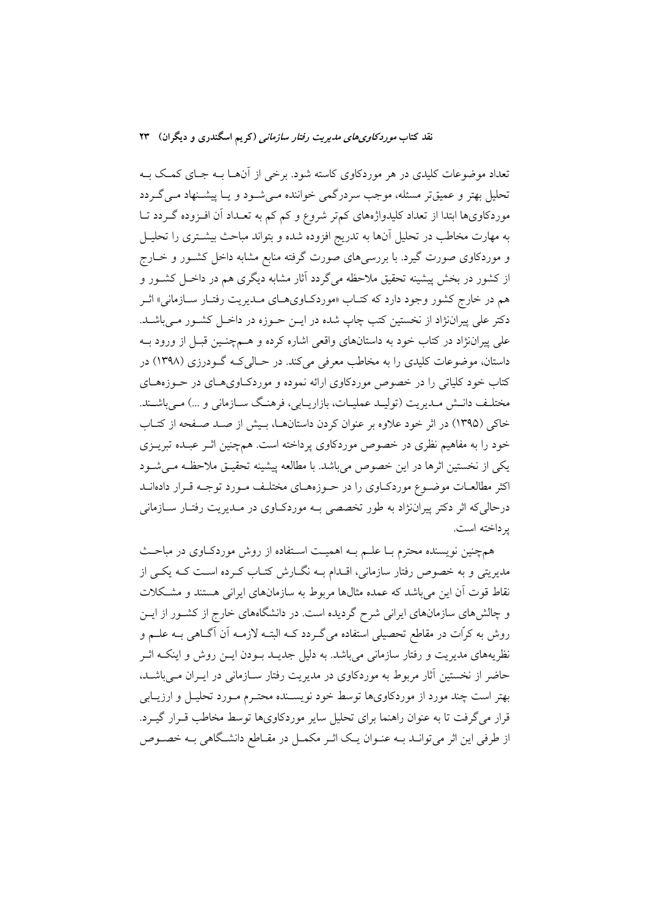تعداد موضوعات کلیدی در هر موردکاوی کاسته شود. برخی از آن‌ها به جای کمک به تحلیل بهتر و عمیق‌تر مسئله، موجب سردرگمی خواننده می‌شود و یا پیشنهاد می‌گردد موردکاوی‌ها ابتدا از تعداد کلیدواژه‌های کم‌تر شروع و کم کم به تعداد آن افزوده گردد تا به مهارت مخاطب در تحلیل آن‌ها به تدریج افزوده شده و بتواند مباحث بیشتری را تحلیل و موردکاوی صورت گیرد. با بررسی‌های صورت گرفته منابع مشابه داخل کشور و خارج از کشور در بخش پیشینه تحقیق ملاحظه می‌گردد آثار مشابه دیگری هم در داخل کشور و هم در خارج کشور وجود دارد که کتاب «موردکاوی‌های مدیریت رفتار سازمانی» اثر دکتر علی پیران‌نژاد از نخستین کتب چاپ شده در این حوزه در داخل کشور می‌باشد. علی پیران‌نژاد در کتاب خود به داستان‌های واقعی اشاره کرده و هم‌چنین قبل از ورود به داستان، موضوعات کلیدی را به مخاطب معرفی می‌کند. در حالی‌که گودرزی (۱۳۹۸) در کتاب خود کلیاتی را در خصوص موردکاوی ارائه نموده و موردکاوی‌های در حوزه‌های مختلف دانش مدیریت (تولید عملیات، بازاریابی، فرهنگ سازمانی و ...) می‌باشند. خاکی (۱۳۹۵) در اثر خود علاوه بر عنوان کردن داستان‌ها، بیش از صد صفحه از کتاب خود را به مفاهیم نظری در خصوص موردکاوی پرداخته است. هم‌چنین اثر عبده تبریزی یکی از نخستین اثرها در این خصوص می‌باشد. با مطالعه پیشینه تحقیق ملاحظه می‌شود اکثر مطالعات موضوع موردکاوی را در حوزه‌های مختلف مورد توجه قرار داده‌اند درحالی‌که اثر دکتر پیران‌نژاد به طور تخصصی به موردکاوی در مدیریت رفتار سازمانی پرداخته است.

هم‌چنین نویسنده محترم با علم به اهمیت استفاده از روش موردکاوی در مباحث مدیریتی و به خصوص رفتار سازمانی، اقدام به نگارش کتاب کرده است که یکی از نقاط قوت آن این می‌باشد که عمده مثال‌ها مربوط به سازمان‌های ایرانی هستند و مشکلات و چالش‌های سازمان‌های ایرانی شرح گردیده است. در دانشگاه‌های خارج از کشور از این روش به کرّات در مقاطع تحصیلی استفاده می‌گردد که البته لازمه آن آگاهی به علم و نظریه‌های مدیریت و رفتار سازمانی می‌باشد. به دلیل جدید بودن این روش و اینکه اثر حاضر از نخستین آثار مربوط به موردکاوی در مدیریت رفتار سازمانی در ایران می‌باشد، بهتر است چند مورد از موردکاوی‌ها توسط خود نویسنده محترم مورد تحلیل و ارزیابی قرار می‌گرفت تا به عنوان راهنما برای تحلیل سایر موردکاوی‌ها توسط مخاطب قرار گیرد. از طرفی این اثر می‌تواند به عنوان یک اثر مکمل در مقاطع دانشگاهی به خصوص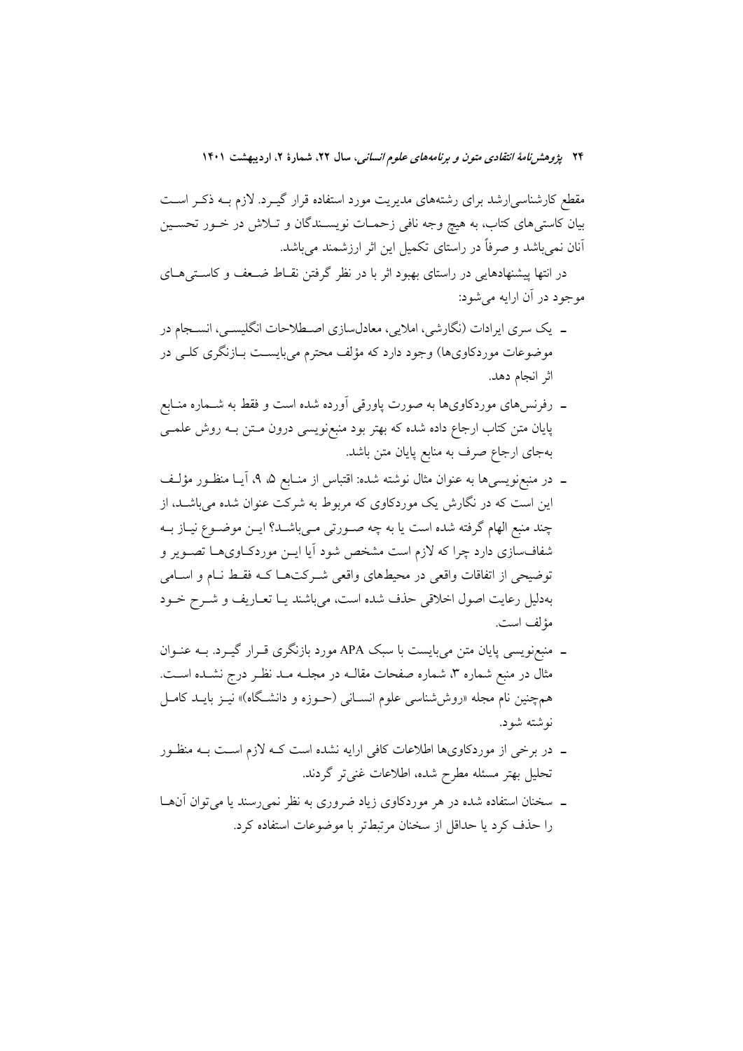مقطع کارشناسی‌ارشد برای رشته‌های مدیریت مورد استفاده قرار گیـرد. لازم بـه ذکـر اسـت بیان کاستی‌های کتاب، به هیچ وجه نافی زحمـات نویسـندگان و تـلاش در خـور تحسـین آنان نمی‌باشد و صرفاً در راستای تکمیل این اثر ارزشمند می‌باشد.

در انتها پیشنهادهایی در راستای بهبود اثر با در نظر گرفتن نقـاط ضـعف و کاسـتی‌هـای موجود در آن ارایه می‌شود:

- یک سری ایرادات (نگارشی، املایی، معادل‌سازی اصـطلاحات انگلیسـی، انسـجام در موضوعات موردکاوی‌ها) وجود دارد که مؤلف محترم می‌بایسـت بـازنگری کلـی در اثر انجام دهد.
- رفرنس‌های موردکاوی‌ها به صورت پاورقی آورده شده است و فقط به شـماره منـابع پایان متن کتاب ارجاع داده شده که بهتر بود منبع‌نویسی درون مـتن بـه روش علمـی به‌جای ارجاع صرف به منابع پایان متن باشد.
- در منبع‌نویسی‌ها به عنوان مثال نوشته شده: اقتباس از منـابع ۵، ۹، آیـا منظـور مؤلـف این است که در نگارش یک موردکاوی که مربوط به شرکت عنوان شده می‌باشـد، از چند منبع الهام گرفته شده است یا به چه صـورتی مـی‌باشـد؟ ایـن موضـوع نیـاز بـه شفاف‌سازی دارد چرا که لازم است مشخص شود آیا ایـن موردکـاوی‌هـا تصـویر و توضیحی از اتفاقات واقعی در محیط‌های واقعی شـرکت‌هـا کـه فقـط نـام و اسـامی به‌دلیل رعایت اصول اخلاقی حذف شده است، می‌باشند یـا تعـاریف و شـرح خـود مؤلف است.
- منبع‌نویسی پایان متن می‌بایست با سبک APA مورد بازنگری قـرار گیـرد. بـه عنـوان مثال در منبع شماره ۳، شماره صفحات مقالـه در مجلـه مـد نظـر درج نشـده اسـت. همچنین نام مجله «روش‌شناسی علوم انسـانی (حـوزه و دانشـگاه)» نیـز بایـد کامـل نوشته شود.
- در برخی از موردکاوی‌ها اطلاعات کافی ارایه نشده است کـه لازم اسـت بـه منظـور تحلیل بهتر مسئله مطرح شده، اطلاعات غنی‌تر گردند.
- سخنان استفاده شده در هر موردکاوی زیاد ضروری به نظر نمی‌رسند یا می‌توان آن‌هـا را حذف کرد یا حداقل از سخنان مرتبط‌تر با موضوعات استفاده کرد.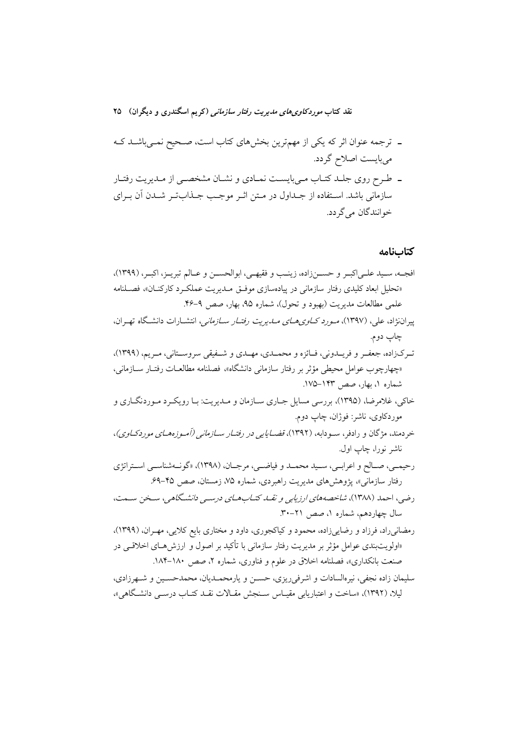- ترجمه عنوان اثر که یکی از مهم‌ترین بخش‌های کتاب است، صحیح نمی‌باشد که می‌بایست اصلاح گردد.
- طرح روی جلد کتاب می‌بایست نمادی و نشان مشخصی از مدیریت رفتار سازمانی باشد. استفاده از جداول در متن اثر موجب جذاب‌تر شدن آن برای خوانندگان می‌گردد.

## کتاب‌نامه

افجه، سید علی‌اکبر و حسن‌زاده، زینب و فقیهی، ابوالحسن و عالم تبریز، اکبر، (۱۳۹۹)، «تحلیل ابعاد کلیدی رفتار سازمانی در پیاده‌سازی موفق مدیریت عملکرد کارکنان»، فصلنامه علمی مطالعات مدیریت (بهبود و تحول)، شماره ۹۵، بهار، صص ۹-۴۶.

پیران‌نژاد، علی، (۱۳۹۷)، *مورد کاوی‌های مدیریت رفتار سازمانی*، انتشارات دانشگاه تهران، چاپ دوم.

ترک‌زاده، جعفر و فریدونی، فائزه و محمدی، مهدی و شفیقی سروستانی، مریم، (۱۳۹۹)، «چهارچوب عوامل محیطی مؤثر بر رفتار سازمانی دانشگاه»، فصلنامه مطالعات رفتار سازمانی، شماره ۱، بهار، صص ۱۴۳-۱۷۵.

خاکی، غلامرضا، (۱۳۹۵)، بررسی مسایل جاری سازمان و مدیریت: با رویکرد موردنگاری و موردکاوی، ناشر: فوژان، چاپ دوم.

خردمند، مژگان و رادفر، سودابه، (۱۳۹۲)، *قضایایی در رفتار سازمانی (آموزه‌های موردکاوی)*، ناشر نورا، چاپ اول.

رحیمی، صالح و اعرابی، سید محمد و فیاضی، مرجان، (۱۳۹۸)، «گونه‌شناسی استراتژی رفتار سازمانی»، پژوهش‌های مدیریت راهبردی، شماره ۷۵، زمستان، صص ۴۵-۶۹.

رضی، احمد (۱۳۸۸)، *شاخصه‌های ارزیابی و نقد کتاب‌های درسی دانشگاهی*، سخن سمت، سال چهاردهم، شماره ۱، صص ۲۱-۳۰.

رمضانی‌راد، فرزاد و رضایی‌زاده، محمود و کیاکجوری، داود و مختاری بایع کلایی، مهران، (۱۳۹۹)، «اولویت‌بندی عوامل مؤثر بر مدیریت رفتار سازمانی با تأکید بر اصول و ارزش‌های اخلاقی در صنعت بانکداری»، فصلنامه اخلاق در علوم و فناوری، شماره ۲، صص ۱۸۰-۱۸۴.

سلیمان زاده نجفی، نیره‌السادات و اشرفی‌ریزی، حسن و یارمحمدیان، محمدحسین و شهرزادی، لیلا، (۱۳۹۲)، «ساخت و اعتباریابی مقیاس سنجش مقالات نقد کتاب درسی دانشگاهی»،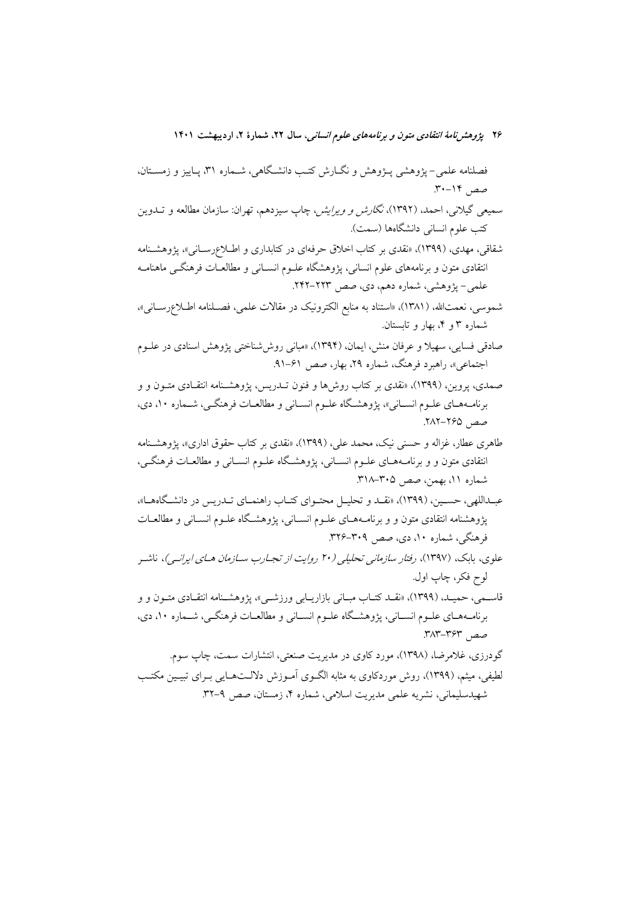فصلنامه علمی- پژوهشی پـژوهش و نگـارش کتـب دانشـگاهی، شـماره ۳۱، پـاییز و زمسـتان، صص ۱۴-۳۰.

سمیعی گیلانی، احمد، (۱۳۹۲)، *نگارش و ویرایش*، چاپ سیزدهم، تهران: سازمان مطالعه و تـدوین کتب علوم انسانی دانشگاهها (سمت).

شقاقی، مهدی، (۱۳۹۹)، «نقدی بر کتاب اخلاق حرفه‌ای در کتابداری و اطـلاع‌رسـانی»، پژوهشـنامه انتقادی متون و برنامه‌های علوم انسانی، پژوهشگاه علـوم انسـانی و مطالعـات فرهنگـی ماهنامـه علمی- پژوهشی، شماره دهم، دی، صص ۲۲۳-۲۴۲.

شموسی، نعمت‌الله، (۱۳۸۱)، «استناد به منابع الکترونیک در مقالات علمی، فصـلنامه اطـلاع‌رسـانی»، شماره ۳ و ۴، بهار و تابستان.

صادقی فسایی، سهیلا و عرفان منش، ایمان، (۱۳۹۴)، «مبانی روش‌شناختی پژوهش اسنادی در علـوم اجتماعی»، راهبرد فرهنگ، شماره ۲۹، بهار، صص ۶۱-۹۱.

صمدی، پروین، (۱۳۹۹)، «نقدی بر کتاب روش‌ها و فنون تـدریس، پژوهشـنامه انتقـادی متـون و و برنامـه‌هـای علـوم انسـانی»، پژوهشـگاه علـوم انسـانی و مطالعـات فرهنگـی، شـماره ۱۰، دی، صص ۲۶۵-۲۸۲.

طاهری عطار، غزاله و حسنی نیک، محمد علی، (۱۳۹۹)، «نقدی بر کتاب حقوق اداری»، پژوهشـنامه انتقادی متون و و برنامـه‌هـای علـوم انسـانی، پژوهشـگاه علـوم انسـانی و مطالعـات فرهنگـی، شماره ۱۱، بهمن، صص ۳۰۵-۳۱۸.

عبـداللهی، حسـین، (۱۳۹۹)، «نقـد و تحلیـل محتـوای کتـاب راهنمـای تـدریس در دانشـگاه‌هـا»، پژوهشنامه انتقادی متون و و برنامـه‌هـای علـوم انسـانی، پژوهشـگاه علـوم انسـانی و مطالعـات فرهنگی، شماره ۱۰، دی، صص ۳۰۹-۳۲۶.

علوی، بابک، (۱۳۹۷)، *رفتار سازمانی تحلیلی (۲۰ روایت از تجـارب سـازمان هـای ایرانـی)*، ناشـر لوح فکر، چاپ اول.

قاسـمی، حمیـد، (۱۳۹۹)، «نقـد کتـاب مبـانی بازاریـابی ورزشـی»، پژوهشـنامه انتقـادی متـون و و برنامـه‌هـای علـوم انسـانی، پژوهشـگاه علـوم انسـانی و مطالعـات فرهنگـی، شـماره ۱۰، دی، صص ۳۶۳-۳۸۳.

گودرزی، غلامرضا، (۱۳۹۸)، مورد کاوی در مدیریت صنعتی، انتشارات سمت، چاپ سوم.

لطیفی، میثم، (۱۳۹۹)، روش موردکاوی به مثابه الگـوی آمـوزش دلالـت‌هـایی بـرای تبیـین مکتـب شهیدسلیمانی، نشریه علمی مدیریت اسلامی، شماره ۴، زمستان، صص ۹-۳۲.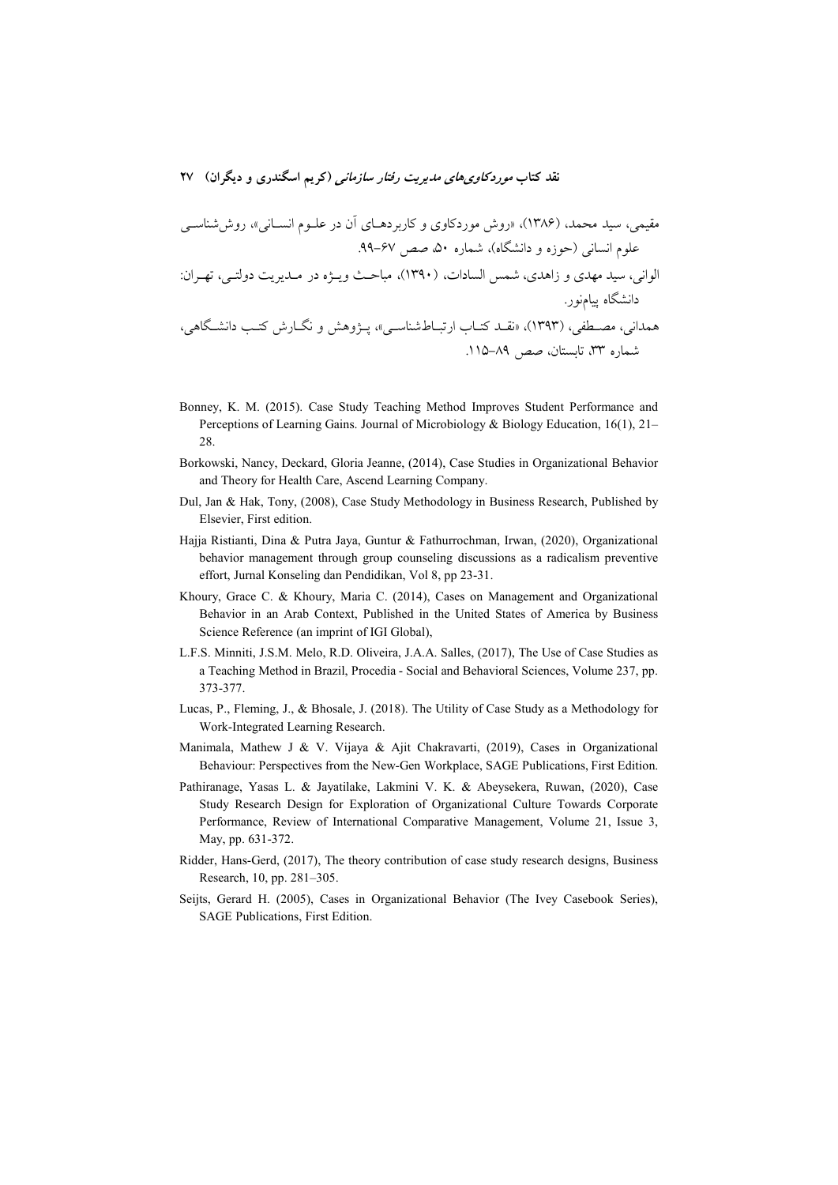مقیمی، سید محمد، (۱۳۸۶)، «روش موردکاوی و کاربردهای آن در علوم انسانی»، روش‌شناسی علوم انسانی (حوزه و دانشگاه)، شماره ۵۰، صص ۶۷-۹۹.

الوانی، سید مهدی و زاهدی، شمس السادات، (۱۳۹۰)، مباحث ویژه در مدیریت دولتی، تهران: دانشگاه پیام‌نور.

همدانی، مصطفی، (۱۳۹۳)، «نقد کتاب ارتباط‌شناسی»، پژوهش و نگارش کتب دانشگاهی، شماره ۳۳، تابستان، صص ۸۹-۱۱۵.

Bonney, K. M. (2015). Case Study Teaching Method Improves Student Performance and Perceptions of Learning Gains. Journal of Microbiology & Biology Education, 16(1), 21–28.

Borkowski, Nancy, Deckard, Gloria Jeanne, (2014), Case Studies in Organizational Behavior and Theory for Health Care, Ascend Learning Company.

Dul, Jan & Hak, Tony, (2008), Case Study Methodology in Business Research, Published by Elsevier, First edition.

Hajja Ristianti, Dina & Putra Jaya, Guntur & Fathurrochman, Irwan, (2020), Organizational behavior management through group counseling discussions as a radicalism preventive effort, Jurnal Konseling dan Pendidikan, Vol 8, pp 23-31.

Khoury, Grace C. & Khoury, Maria C. (2014), Cases on Management and Organizational Behavior in an Arab Context, Published in the United States of America by Business Science Reference (an imprint of IGI Global),

L.F.S. Minniti, J.S.M. Melo, R.D. Oliveira, J.A.A. Salles, (2017), The Use of Case Studies as a Teaching Method in Brazil, Procedia - Social and Behavioral Sciences, Volume 237, pp. 373-377.

Lucas, P., Fleming, J., & Bhosale, J. (2018). The Utility of Case Study as a Methodology for Work-Integrated Learning Research.

Manimala, Mathew J & V. Vijaya & Ajit Chakravarti, (2019), Cases in Organizational Behaviour: Perspectives from the New-Gen Workplace, SAGE Publications, First Edition.

Pathiranage, Yasas L. & Jayatilake, Lakmini V. K. & Abeysekera, Ruwan, (2020), Case Study Research Design for Exploration of Organizational Culture Towards Corporate Performance, Review of International Comparative Management, Volume 21, Issue 3, May, pp. 631-372.

Ridder, Hans-Gerd, (2017), The theory contribution of case study research designs, Business Research, 10, pp. 281–305.

Seijts, Gerard H. (2005), Cases in Organizational Behavior (The Ivey Casebook Series), SAGE Publications, First Edition.